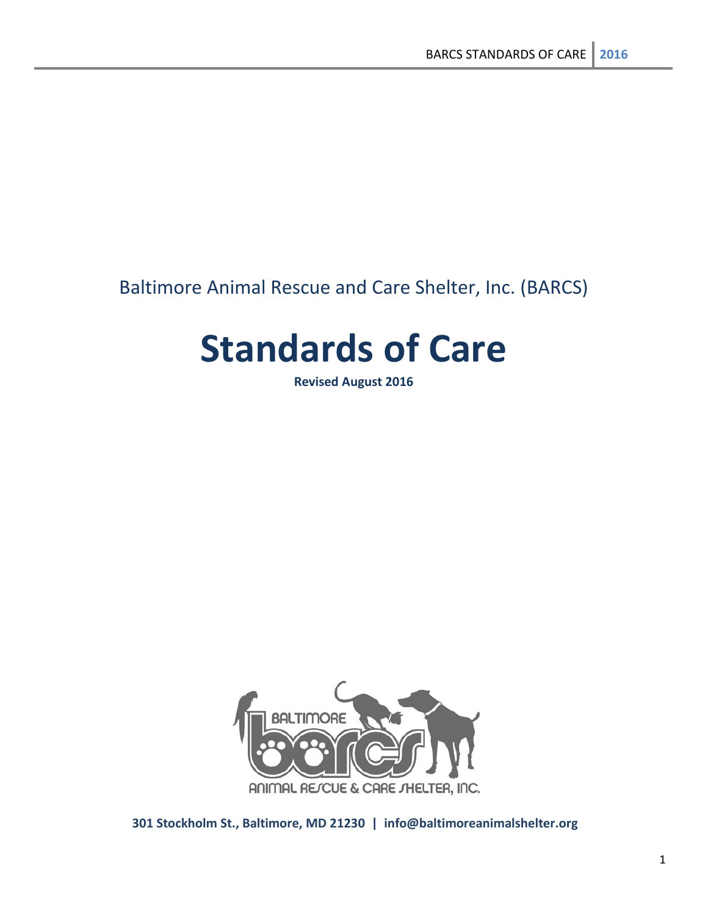Baltimore Animal Rescue and Care Shelter, Inc. (BARCS)

# Standards of Care

**Revised August 2016**

**301 Stockholm St., Baltimore, MD 21230 | info@baltimoreanimalshelter.org**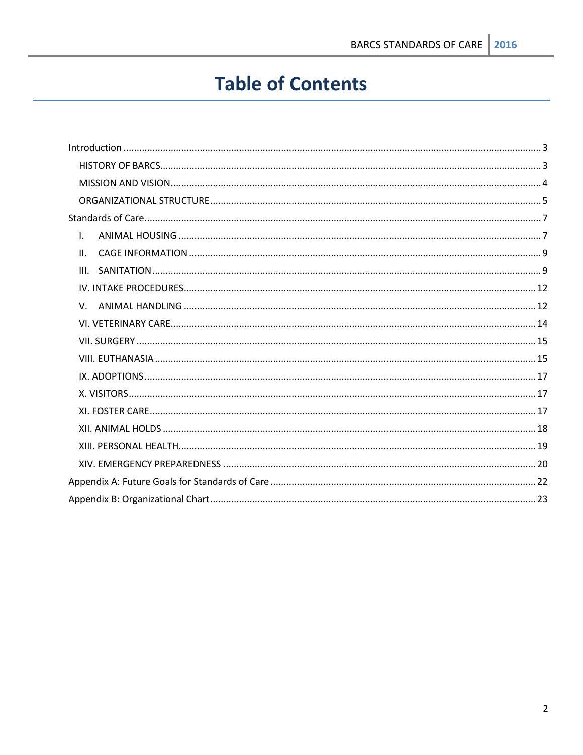# Table of Contents

- Introduction ... 3
  - HISTORY OF BARCS ... 3
  - MISSION AND VISION ... 4
  - ORGANIZATIONAL STRUCTURE ... 5
- Standards of Care ... 7
  - I. ANIMAL HOUSING ... 7
  - II. CAGE INFORMATION ... 9
  - III. SANITATION ... 9
  - IV. INTAKE PROCEDURES ... 12
  - V. ANIMAL HANDLING ... 12
  - VI. VETERINARY CARE ... 14
  - VII. SURGERY ... 15
  - VIII. EUTHANASIA ... 15
  - IX. ADOPTIONS ... 17
  - X. VISITORS ... 17
  - XI. FOSTER CARE ... 17
  - XII. ANIMAL HOLDS ... 18
  - XIII. PERSONAL HEALTH ... 19
  - XIV. EMERGENCY PREPAREDNESS ... 20
- Appendix A: Future Goals for Standards of Care ... 22
- Appendix B: Organizational Chart ... 23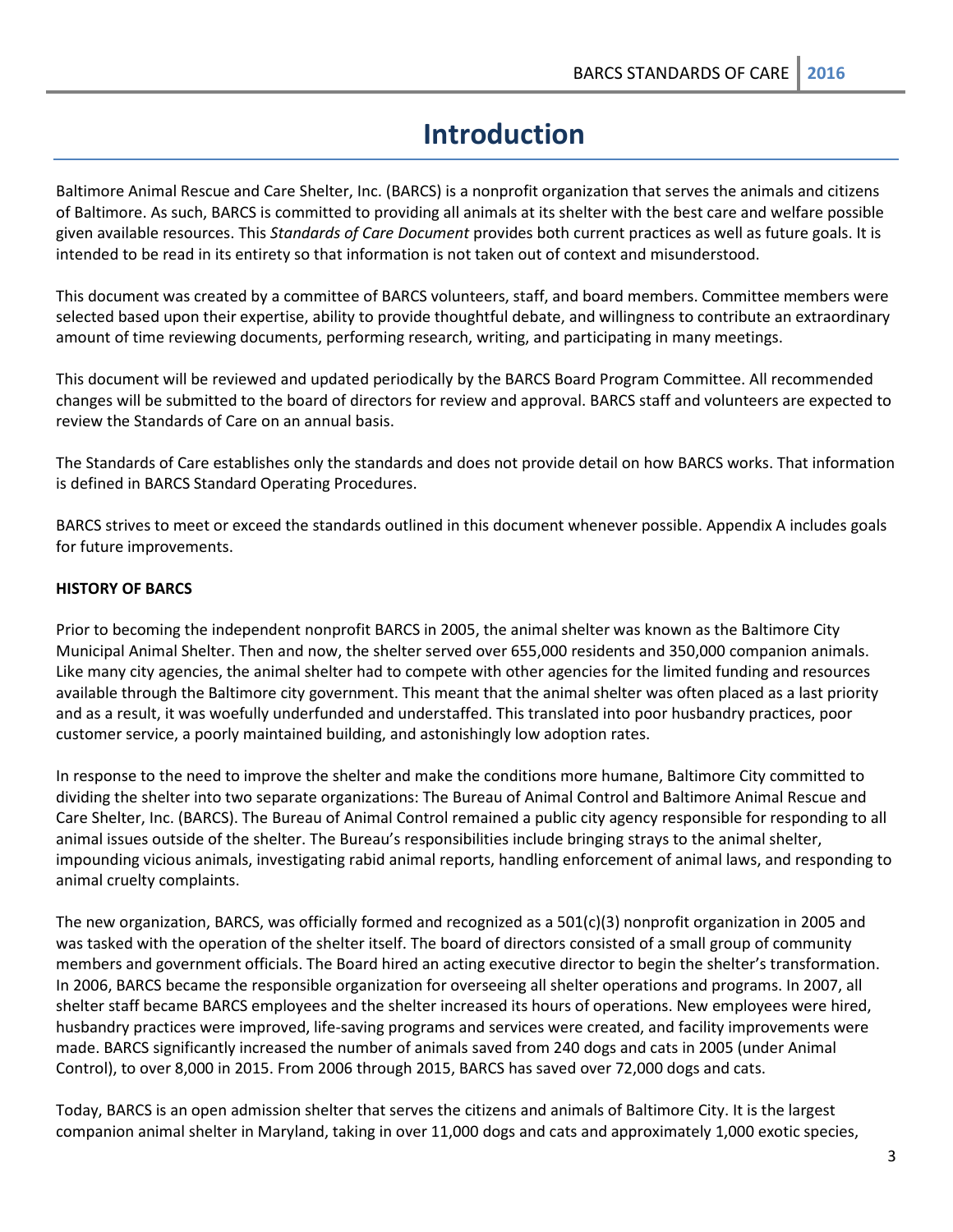# Introduction

Baltimore Animal Rescue and Care Shelter, Inc. (BARCS) is a nonprofit organization that serves the animals and citizens of Baltimore. As such, BARCS is committed to providing all animals at its shelter with the best care and welfare possible given available resources. This *Standards of Care Document* provides both current practices as well as future goals. It is intended to be read in its entirety so that information is not taken out of context and misunderstood.

This document was created by a committee of BARCS volunteers, staff, and board members. Committee members were selected based upon their expertise, ability to provide thoughtful debate, and willingness to contribute an extraordinary amount of time reviewing documents, performing research, writing, and participating in many meetings.

This document will be reviewed and updated periodically by the BARCS Board Program Committee. All recommended changes will be submitted to the board of directors for review and approval. BARCS staff and volunteers are expected to review the Standards of Care on an annual basis.

The Standards of Care establishes only the standards and does not provide detail on how BARCS works. That information is defined in BARCS Standard Operating Procedures.

BARCS strives to meet or exceed the standards outlined in this document whenever possible. Appendix A includes goals for future improvements.

**HISTORY OF BARCS**

Prior to becoming the independent nonprofit BARCS in 2005, the animal shelter was known as the Baltimore City Municipal Animal Shelter. Then and now, the shelter served over 655,000 residents and 350,000 companion animals. Like many city agencies, the animal shelter had to compete with other agencies for the limited funding and resources available through the Baltimore city government. This meant that the animal shelter was often placed as a last priority and as a result, it was woefully underfunded and understaffed. This translated into poor husbandry practices, poor customer service, a poorly maintained building, and astonishingly low adoption rates.

In response to the need to improve the shelter and make the conditions more humane, Baltimore City committed to dividing the shelter into two separate organizations: The Bureau of Animal Control and Baltimore Animal Rescue and Care Shelter, Inc. (BARCS). The Bureau of Animal Control remained a public city agency responsible for responding to all animal issues outside of the shelter. The Bureau's responsibilities include bringing strays to the animal shelter, impounding vicious animals, investigating rabid animal reports, handling enforcement of animal laws, and responding to animal cruelty complaints.

The new organization, BARCS, was officially formed and recognized as a 501(c)(3) nonprofit organization in 2005 and was tasked with the operation of the shelter itself. The board of directors consisted of a small group of community members and government officials. The Board hired an acting executive director to begin the shelter's transformation. In 2006, BARCS became the responsible organization for overseeing all shelter operations and programs. In 2007, all shelter staff became BARCS employees and the shelter increased its hours of operations. New employees were hired, husbandry practices were improved, life-saving programs and services were created, and facility improvements were made. BARCS significantly increased the number of animals saved from 240 dogs and cats in 2005 (under Animal Control), to over 8,000 in 2015. From 2006 through 2015, BARCS has saved over 72,000 dogs and cats.

Today, BARCS is an open admission shelter that serves the citizens and animals of Baltimore City. It is the largest companion animal shelter in Maryland, taking in over 11,000 dogs and cats and approximately 1,000 exotic species,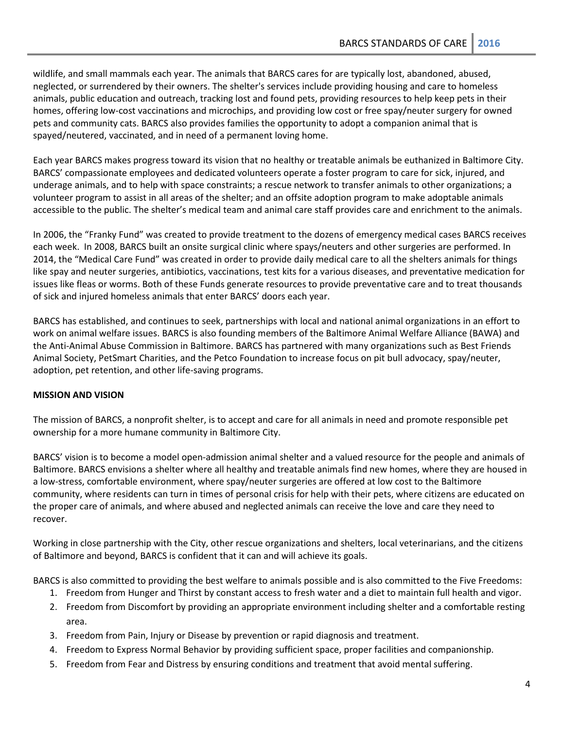wildlife, and small mammals each year. The animals that BARCS cares for are typically lost, abandoned, abused, neglected, or surrendered by their owners. The shelter's services include providing housing and care to homeless animals, public education and outreach, tracking lost and found pets, providing resources to help keep pets in their homes, offering low-cost vaccinations and microchips, and providing low cost or free spay/neuter surgery for owned pets and community cats. BARCS also provides families the opportunity to adopt a companion animal that is spayed/neutered, vaccinated, and in need of a permanent loving home.

Each year BARCS makes progress toward its vision that no healthy or treatable animals be euthanized in Baltimore City. BARCS' compassionate employees and dedicated volunteers operate a foster program to care for sick, injured, and underage animals, and to help with space constraints; a rescue network to transfer animals to other organizations; a volunteer program to assist in all areas of the shelter; and an offsite adoption program to make adoptable animals accessible to the public. The shelter's medical team and animal care staff provides care and enrichment to the animals.

In 2006, the "Franky Fund" was created to provide treatment to the dozens of emergency medical cases BARCS receives each week. In 2008, BARCS built an onsite surgical clinic where spays/neuters and other surgeries are performed. In 2014, the "Medical Care Fund" was created in order to provide daily medical care to all the shelters animals for things like spay and neuter surgeries, antibiotics, vaccinations, test kits for a various diseases, and preventative medication for issues like fleas or worms. Both of these Funds generate resources to provide preventative care and to treat thousands of sick and injured homeless animals that enter BARCS' doors each year.

BARCS has established, and continues to seek, partnerships with local and national animal organizations in an effort to work on animal welfare issues. BARCS is also founding members of the Baltimore Animal Welfare Alliance (BAWA) and the Anti-Animal Abuse Commission in Baltimore. BARCS has partnered with many organizations such as Best Friends Animal Society, PetSmart Charities, and the Petco Foundation to increase focus on pit bull advocacy, spay/neuter, adoption, pet retention, and other life-saving programs.

**MISSION AND VISION**

The mission of BARCS, a nonprofit shelter, is to accept and care for all animals in need and promote responsible pet ownership for a more humane community in Baltimore City.

BARCS' vision is to become a model open-admission animal shelter and a valued resource for the people and animals of Baltimore. BARCS envisions a shelter where all healthy and treatable animals find new homes, where they are housed in a low-stress, comfortable environment, where spay/neuter surgeries are offered at low cost to the Baltimore community, where residents can turn in times of personal crisis for help with their pets, where citizens are educated on the proper care of animals, and where abused and neglected animals can receive the love and care they need to recover.

Working in close partnership with the City, other rescue organizations and shelters, local veterinarians, and the citizens of Baltimore and beyond, BARCS is confident that it can and will achieve its goals.

BARCS is also committed to providing the best welfare to animals possible and is also committed to the Five Freedoms:

1. Freedom from Hunger and Thirst by constant access to fresh water and a diet to maintain full health and vigor.
2. Freedom from Discomfort by providing an appropriate environment including shelter and a comfortable resting area.
3. Freedom from Pain, Injury or Disease by prevention or rapid diagnosis and treatment.
4. Freedom to Express Normal Behavior by providing sufficient space, proper facilities and companionship.
5. Freedom from Fear and Distress by ensuring conditions and treatment that avoid mental suffering.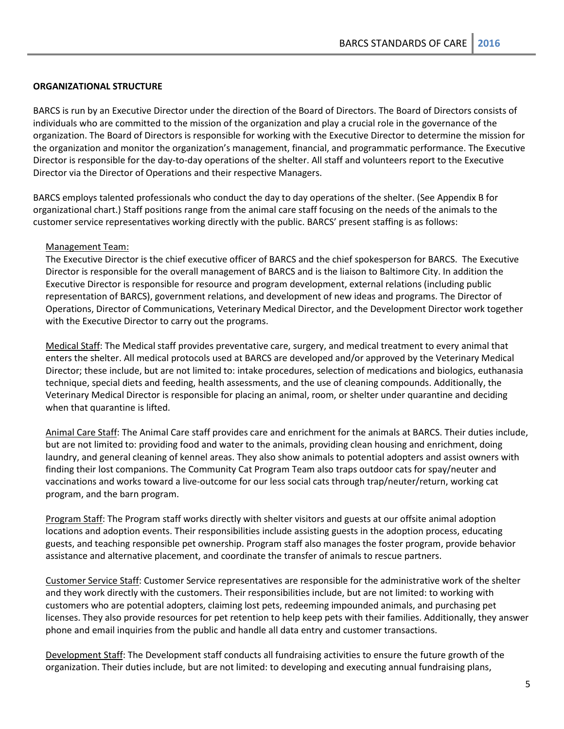**ORGANIZATIONAL STRUCTURE**

BARCS is run by an Executive Director under the direction of the Board of Directors. The Board of Directors consists of individuals who are committed to the mission of the organization and play a crucial role in the governance of the organization. The Board of Directors is responsible for working with the Executive Director to determine the mission for the organization and monitor the organization's management, financial, and programmatic performance. The Executive Director is responsible for the day-to-day operations of the shelter. All staff and volunteers report to the Executive Director via the Director of Operations and their respective Managers.

BARCS employs talented professionals who conduct the day to day operations of the shelter. (See Appendix B for organizational chart.) Staff positions range from the animal care staff focusing on the needs of the animals to the customer service representatives working directly with the public. BARCS' present staffing is as follows:

Management Team:
The Executive Director is the chief executive officer of BARCS and the chief spokesperson for BARCS. The Executive Director is responsible for the overall management of BARCS and is the liaison to Baltimore City. In addition the Executive Director is responsible for resource and program development, external relations (including public representation of BARCS), government relations, and development of new ideas and programs. The Director of Operations, Director of Communications, Veterinary Medical Director, and the Development Director work together with the Executive Director to carry out the programs.

Medical Staff: The Medical staff provides preventative care, surgery, and medical treatment to every animal that enters the shelter. All medical protocols used at BARCS are developed and/or approved by the Veterinary Medical Director; these include, but are not limited to: intake procedures, selection of medications and biologics, euthanasia technique, special diets and feeding, health assessments, and the use of cleaning compounds. Additionally, the Veterinary Medical Director is responsible for placing an animal, room, or shelter under quarantine and deciding when that quarantine is lifted.

Animal Care Staff: The Animal Care staff provides care and enrichment for the animals at BARCS. Their duties include, but are not limited to: providing food and water to the animals, providing clean housing and enrichment, doing laundry, and general cleaning of kennel areas. They also show animals to potential adopters and assist owners with finding their lost companions. The Community Cat Program Team also traps outdoor cats for spay/neuter and vaccinations and works toward a live-outcome for our less social cats through trap/neuter/return, working cat program, and the barn program.

Program Staff: The Program staff works directly with shelter visitors and guests at our offsite animal adoption locations and adoption events. Their responsibilities include assisting guests in the adoption process, educating guests, and teaching responsible pet ownership. Program staff also manages the foster program, provide behavior assistance and alternative placement, and coordinate the transfer of animals to rescue partners.

Customer Service Staff: Customer Service representatives are responsible for the administrative work of the shelter and they work directly with the customers. Their responsibilities include, but are not limited: to working with customers who are potential adopters, claiming lost pets, redeeming impounded animals, and purchasing pet licenses. They also provide resources for pet retention to help keep pets with their families. Additionally, they answer phone and email inquiries from the public and handle all data entry and customer transactions.

Development Staff: The Development staff conducts all fundraising activities to ensure the future growth of the organization. Their duties include, but are not limited: to developing and executing annual fundraising plans,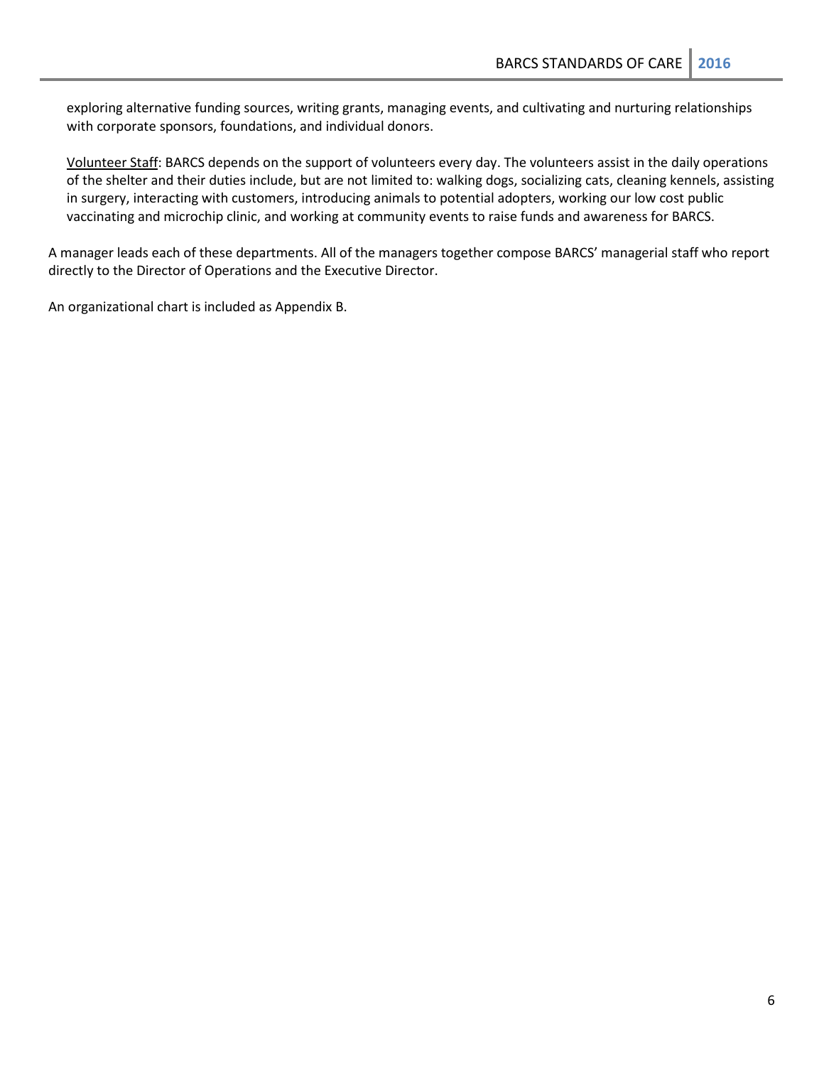exploring alternative funding sources, writing grants, managing events, and cultivating and nurturing relationships with corporate sponsors, foundations, and individual donors.

Volunteer Staff: BARCS depends on the support of volunteers every day. The volunteers assist in the daily operations of the shelter and their duties include, but are not limited to: walking dogs, socializing cats, cleaning kennels, assisting in surgery, interacting with customers, introducing animals to potential adopters, working our low cost public vaccinating and microchip clinic, and working at community events to raise funds and awareness for BARCS.

A manager leads each of these departments. All of the managers together compose BARCS' managerial staff who report directly to the Director of Operations and the Executive Director.

An organizational chart is included as Appendix B.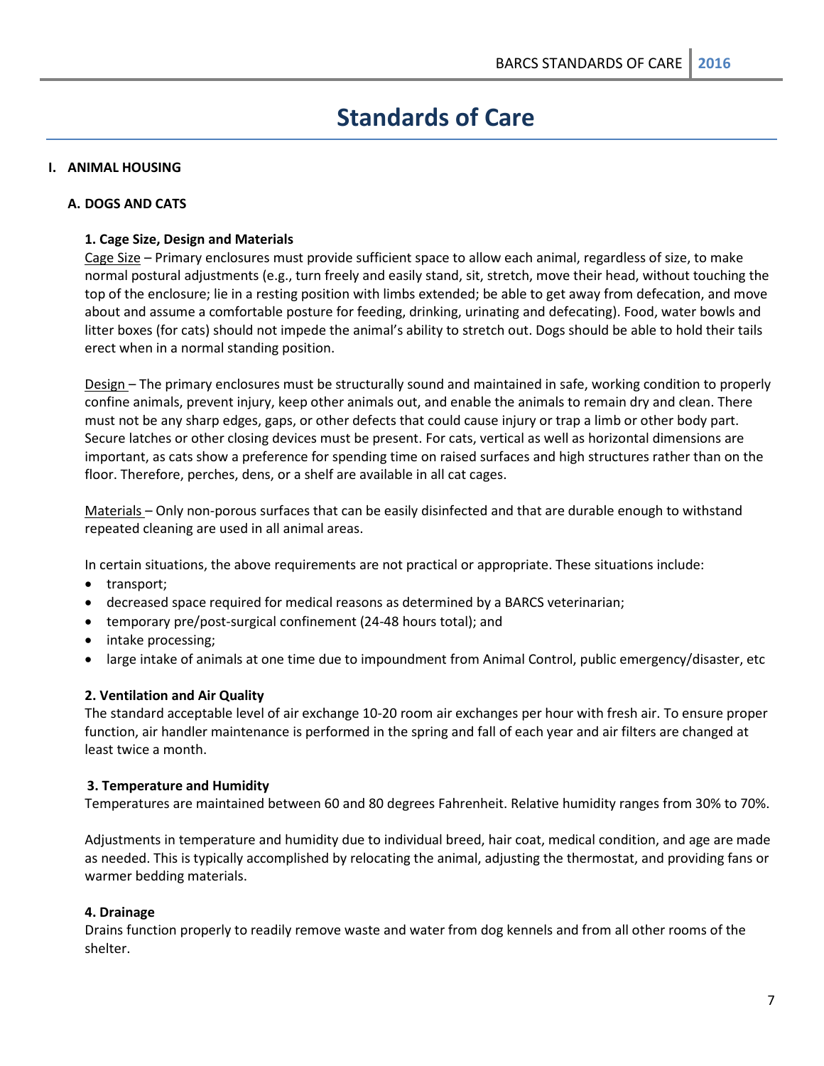# Standards of Care

## I. ANIMAL HOUSING

### A. DOGS AND CATS

#### 1. Cage Size, Design and Materials

Cage Size – Primary enclosures must provide sufficient space to allow each animal, regardless of size, to make normal postural adjustments (e.g., turn freely and easily stand, sit, stretch, move their head, without touching the top of the enclosure; lie in a resting position with limbs extended; be able to get away from defecation, and move about and assume a comfortable posture for feeding, drinking, urinating and defecating). Food, water bowls and litter boxes (for cats) should not impede the animal's ability to stretch out. Dogs should be able to hold their tails erect when in a normal standing position.

Design – The primary enclosures must be structurally sound and maintained in safe, working condition to properly confine animals, prevent injury, keep other animals out, and enable the animals to remain dry and clean. There must not be any sharp edges, gaps, or other defects that could cause injury or trap a limb or other body part. Secure latches or other closing devices must be present. For cats, vertical as well as horizontal dimensions are important, as cats show a preference for spending time on raised surfaces and high structures rather than on the floor. Therefore, perches, dens, or a shelf are available in all cat cages.

Materials – Only non-porous surfaces that can be easily disinfected and that are durable enough to withstand repeated cleaning are used in all animal areas.

In certain situations, the above requirements are not practical or appropriate. These situations include:

- transport;
- decreased space required for medical reasons as determined by a BARCS veterinarian;
- temporary pre/post-surgical confinement (24-48 hours total); and
- intake processing;
- large intake of animals at one time due to impoundment from Animal Control, public emergency/disaster, etc

#### 2. Ventilation and Air Quality

The standard acceptable level of air exchange 10-20 room air exchanges per hour with fresh air. To ensure proper function, air handler maintenance is performed in the spring and fall of each year and air filters are changed at least twice a month.

#### 3. Temperature and Humidity

Temperatures are maintained between 60 and 80 degrees Fahrenheit. Relative humidity ranges from 30% to 70%.

Adjustments in temperature and humidity due to individual breed, hair coat, medical condition, and age are made as needed. This is typically accomplished by relocating the animal, adjusting the thermostat, and providing fans or warmer bedding materials.

#### 4. Drainage

Drains function properly to readily remove waste and water from dog kennels and from all other rooms of the shelter.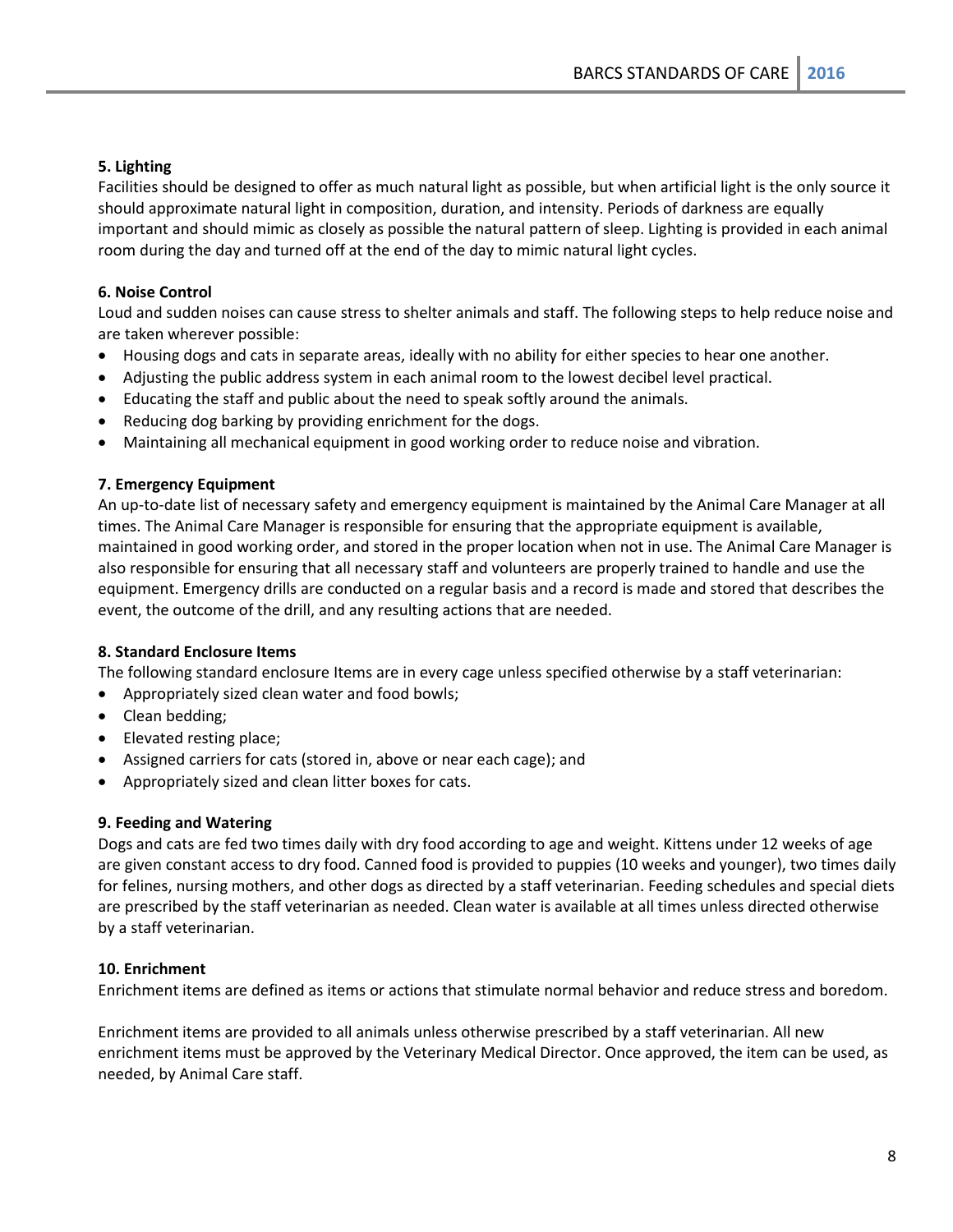**5. Lighting**

Facilities should be designed to offer as much natural light as possible, but when artificial light is the only source it should approximate natural light in composition, duration, and intensity. Periods of darkness are equally important and should mimic as closely as possible the natural pattern of sleep. Lighting is provided in each animal room during the day and turned off at the end of the day to mimic natural light cycles.

**6. Noise Control**

Loud and sudden noises can cause stress to shelter animals and staff. The following steps to help reduce noise and are taken wherever possible:

- Housing dogs and cats in separate areas, ideally with no ability for either species to hear one another.
- Adjusting the public address system in each animal room to the lowest decibel level practical.
- Educating the staff and public about the need to speak softly around the animals.
- Reducing dog barking by providing enrichment for the dogs.
- Maintaining all mechanical equipment in good working order to reduce noise and vibration.

**7. Emergency Equipment**

An up-to-date list of necessary safety and emergency equipment is maintained by the Animal Care Manager at all times. The Animal Care Manager is responsible for ensuring that the appropriate equipment is available, maintained in good working order, and stored in the proper location when not in use. The Animal Care Manager is also responsible for ensuring that all necessary staff and volunteers are properly trained to handle and use the equipment. Emergency drills are conducted on a regular basis and a record is made and stored that describes the event, the outcome of the drill, and any resulting actions that are needed.

**8. Standard Enclosure Items**

The following standard enclosure Items are in every cage unless specified otherwise by a staff veterinarian:

- Appropriately sized clean water and food bowls;
- Clean bedding;
- Elevated resting place;
- Assigned carriers for cats (stored in, above or near each cage); and
- Appropriately sized and clean litter boxes for cats.

**9. Feeding and Watering**

Dogs and cats are fed two times daily with dry food according to age and weight. Kittens under 12 weeks of age are given constant access to dry food. Canned food is provided to puppies (10 weeks and younger), two times daily for felines, nursing mothers, and other dogs as directed by a staff veterinarian. Feeding schedules and special diets are prescribed by the staff veterinarian as needed. Clean water is available at all times unless directed otherwise by a staff veterinarian.

**10. Enrichment**

Enrichment items are defined as items or actions that stimulate normal behavior and reduce stress and boredom.

Enrichment items are provided to all animals unless otherwise prescribed by a staff veterinarian. All new enrichment items must be approved by the Veterinary Medical Director. Once approved, the item can be used, as needed, by Animal Care staff.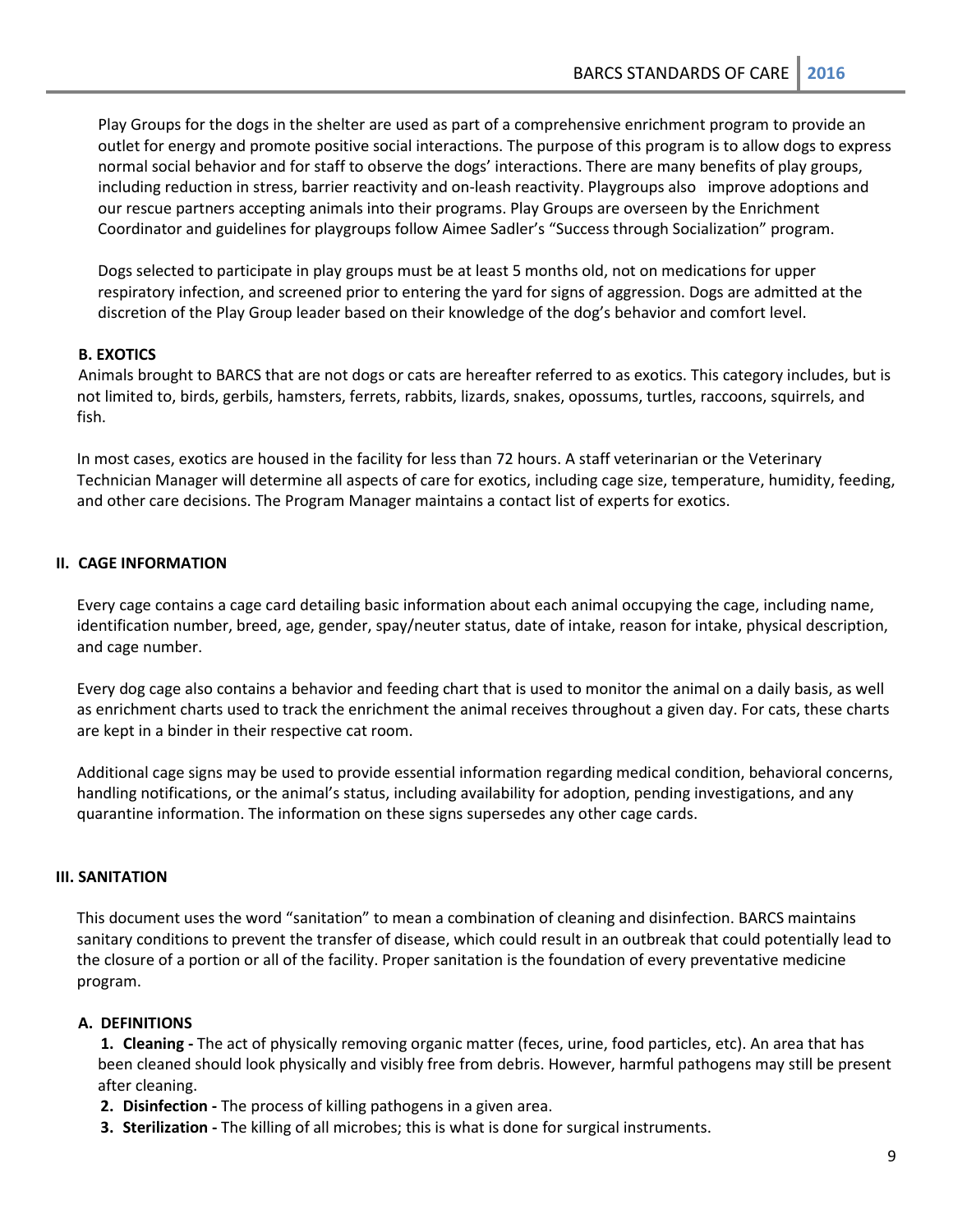Play Groups for the dogs in the shelter are used as part of a comprehensive enrichment program to provide an outlet for energy and promote positive social interactions. The purpose of this program is to allow dogs to express normal social behavior and for staff to observe the dogs' interactions. There are many benefits of play groups, including reduction in stress, barrier reactivity and on-leash reactivity. Playgroups also improve adoptions and our rescue partners accepting animals into their programs. Play Groups are overseen by the Enrichment Coordinator and guidelines for playgroups follow Aimee Sadler's "Success through Socialization" program.

Dogs selected to participate in play groups must be at least 5 months old, not on medications for upper respiratory infection, and screened prior to entering the yard for signs of aggression. Dogs are admitted at the discretion of the Play Group leader based on their knowledge of the dog's behavior and comfort level.

### B. EXOTICS

Animals brought to BARCS that are not dogs or cats are hereafter referred to as exotics. This category includes, but is not limited to, birds, gerbils, hamsters, ferrets, rabbits, lizards, snakes, opossums, turtles, raccoons, squirrels, and fish.

In most cases, exotics are housed in the facility for less than 72 hours. A staff veterinarian or the Veterinary Technician Manager will determine all aspects of care for exotics, including cage size, temperature, humidity, feeding, and other care decisions. The Program Manager maintains a contact list of experts for exotics.

## II. CAGE INFORMATION

Every cage contains a cage card detailing basic information about each animal occupying the cage, including name, identification number, breed, age, gender, spay/neuter status, date of intake, reason for intake, physical description, and cage number.

Every dog cage also contains a behavior and feeding chart that is used to monitor the animal on a daily basis, as well as enrichment charts used to track the enrichment the animal receives throughout a given day. For cats, these charts are kept in a binder in their respective cat room.

Additional cage signs may be used to provide essential information regarding medical condition, behavioral concerns, handling notifications, or the animal's status, including availability for adoption, pending investigations, and any quarantine information. The information on these signs supersedes any other cage cards.

## III. SANITATION

This document uses the word "sanitation" to mean a combination of cleaning and disinfection. BARCS maintains sanitary conditions to prevent the transfer of disease, which could result in an outbreak that could potentially lead to the closure of a portion or all of the facility. Proper sanitation is the foundation of every preventative medicine program.

### A. DEFINITIONS

1. **Cleaning -** The act of physically removing organic matter (feces, urine, food particles, etc). An area that has been cleaned should look physically and visibly free from debris. However, harmful pathogens may still be present after cleaning.
2. **Disinfection -** The process of killing pathogens in a given area.
3. **Sterilization -** The killing of all microbes; this is what is done for surgical instruments.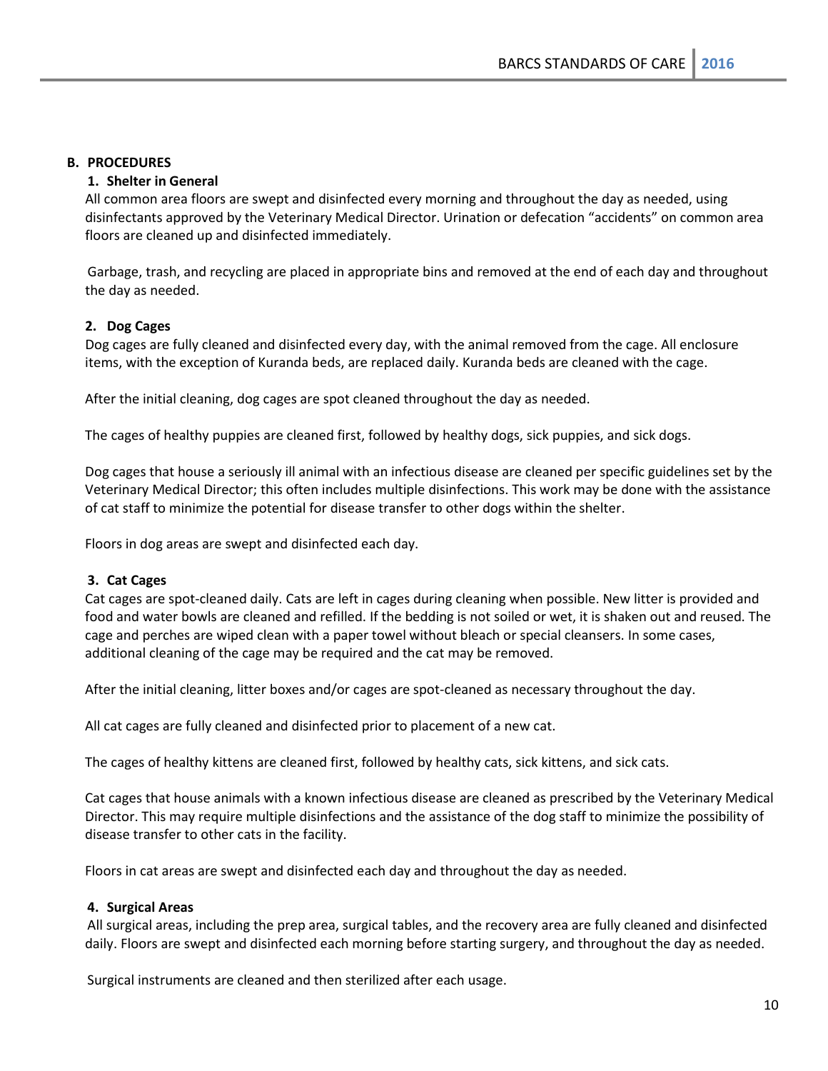## B. PROCEDURES

### 1. Shelter in General

All common area floors are swept and disinfected every morning and throughout the day as needed, using disinfectants approved by the Veterinary Medical Director. Urination or defecation "accidents" on common area floors are cleaned up and disinfected immediately.

Garbage, trash, and recycling are placed in appropriate bins and removed at the end of each day and throughout the day as needed.

### 2. Dog Cages

Dog cages are fully cleaned and disinfected every day, with the animal removed from the cage. All enclosure items, with the exception of Kuranda beds, are replaced daily. Kuranda beds are cleaned with the cage.

After the initial cleaning, dog cages are spot cleaned throughout the day as needed.

The cages of healthy puppies are cleaned first, followed by healthy dogs, sick puppies, and sick dogs.

Dog cages that house a seriously ill animal with an infectious disease are cleaned per specific guidelines set by the Veterinary Medical Director; this often includes multiple disinfections. This work may be done with the assistance of cat staff to minimize the potential for disease transfer to other dogs within the shelter.

Floors in dog areas are swept and disinfected each day.

### 3. Cat Cages

Cat cages are spot-cleaned daily. Cats are left in cages during cleaning when possible. New litter is provided and food and water bowls are cleaned and refilled. If the bedding is not soiled or wet, it is shaken out and reused. The cage and perches are wiped clean with a paper towel without bleach or special cleansers. In some cases, additional cleaning of the cage may be required and the cat may be removed.

After the initial cleaning, litter boxes and/or cages are spot-cleaned as necessary throughout the day.

All cat cages are fully cleaned and disinfected prior to placement of a new cat.

The cages of healthy kittens are cleaned first, followed by healthy cats, sick kittens, and sick cats.

Cat cages that house animals with a known infectious disease are cleaned as prescribed by the Veterinary Medical Director. This may require multiple disinfections and the assistance of the dog staff to minimize the possibility of disease transfer to other cats in the facility.

Floors in cat areas are swept and disinfected each day and throughout the day as needed.

### 4. Surgical Areas

All surgical areas, including the prep area, surgical tables, and the recovery area are fully cleaned and disinfected daily. Floors are swept and disinfected each morning before starting surgery, and throughout the day as needed.

Surgical instruments are cleaned and then sterilized after each usage.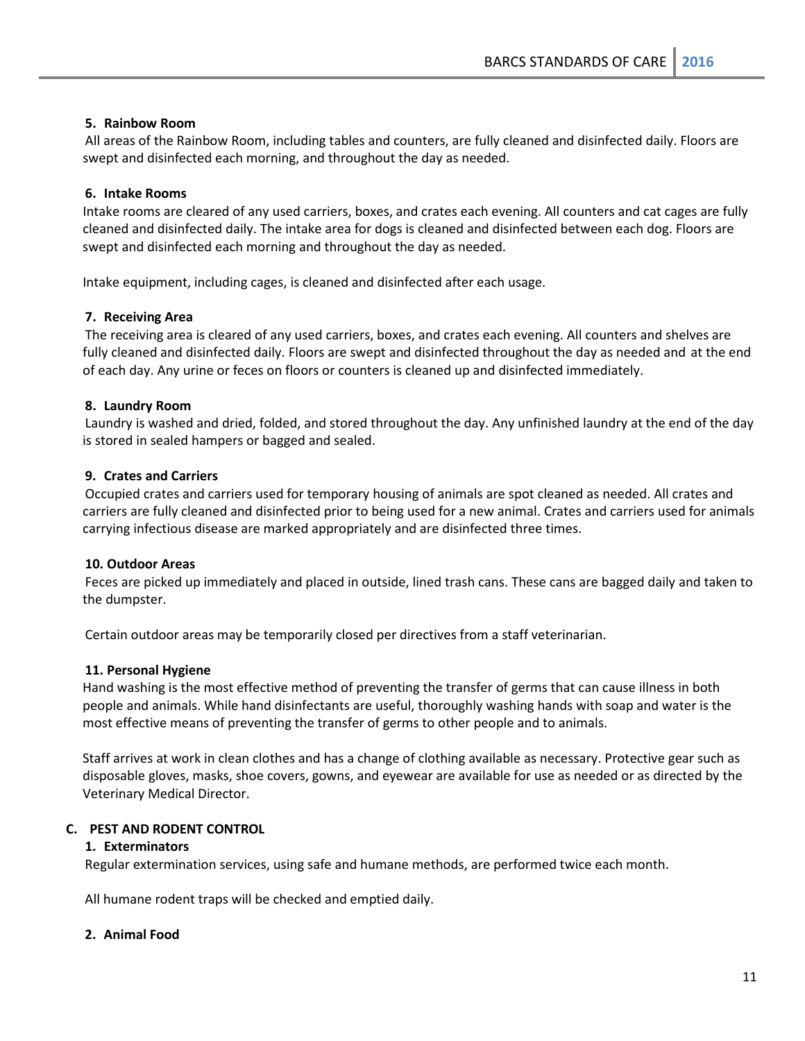### 5. Rainbow Room

All areas of the Rainbow Room, including tables and counters, are fully cleaned and disinfected daily. Floors are swept and disinfected each morning, and throughout the day as needed.

### 6. Intake Rooms

Intake rooms are cleared of any used carriers, boxes, and crates each evening. All counters and cat cages are fully cleaned and disinfected daily. The intake area for dogs is cleaned and disinfected between each dog. Floors are swept and disinfected each morning and throughout the day as needed.

Intake equipment, including cages, is cleaned and disinfected after each usage.

### 7. Receiving Area

The receiving area is cleared of any used carriers, boxes, and crates each evening. All counters and shelves are fully cleaned and disinfected daily. Floors are swept and disinfected throughout the day as needed and at the end of each day. Any urine or feces on floors or counters is cleaned up and disinfected immediately.

### 8. Laundry Room

Laundry is washed and dried, folded, and stored throughout the day. Any unfinished laundry at the end of the day is stored in sealed hampers or bagged and sealed.

### 9. Crates and Carriers

Occupied crates and carriers used for temporary housing of animals are spot cleaned as needed. All crates and carriers are fully cleaned and disinfected prior to being used for a new animal. Crates and carriers used for animals carrying infectious disease are marked appropriately and are disinfected three times.

### 10. Outdoor Areas

Feces are picked up immediately and placed in outside, lined trash cans. These cans are bagged daily and taken to the dumpster.

Certain outdoor areas may be temporarily closed per directives from a staff veterinarian.

### 11. Personal Hygiene

Hand washing is the most effective method of preventing the transfer of germs that can cause illness in both people and animals. While hand disinfectants are useful, thoroughly washing hands with soap and water is the most effective means of preventing the transfer of germs to other people and to animals.

Staff arrives at work in clean clothes and has a change of clothing available as necessary. Protective gear such as disposable gloves, masks, shoe covers, gowns, and eyewear are available for use as needed or as directed by the Veterinary Medical Director.

## C. PEST AND RODENT CONTROL

### 1. Exterminators

Regular extermination services, using safe and humane methods, are performed twice each month.

All humane rodent traps will be checked and emptied daily.

### 2. Animal Food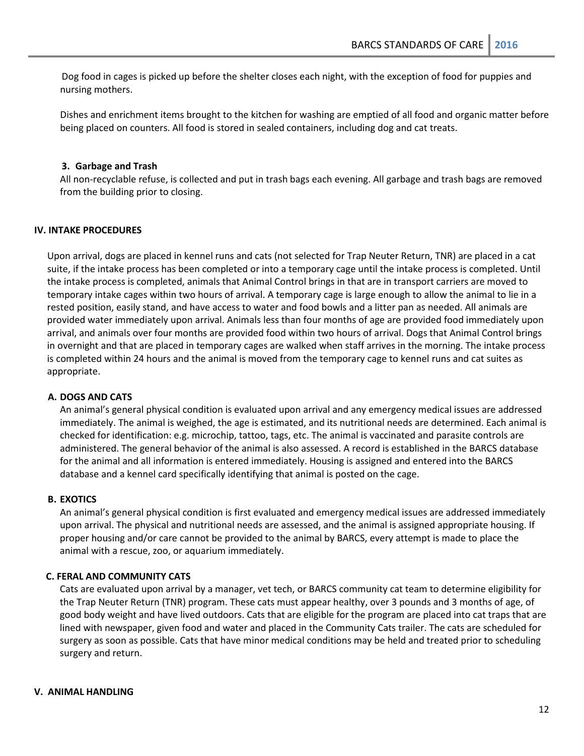Dog food in cages is picked up before the shelter closes each night, with the exception of food for puppies and nursing mothers.

Dishes and enrichment items brought to the kitchen for washing are emptied of all food and organic matter before being placed on counters. All food is stored in sealed containers, including dog and cat treats.

### 3. Garbage and Trash

All non-recyclable refuse, is collected and put in trash bags each evening. All garbage and trash bags are removed from the building prior to closing.

## IV. INTAKE PROCEDURES

Upon arrival, dogs are placed in kennel runs and cats (not selected for Trap Neuter Return, TNR) are placed in a cat suite, if the intake process has been completed or into a temporary cage until the intake process is completed. Until the intake process is completed, animals that Animal Control brings in that are in transport carriers are moved to temporary intake cages within two hours of arrival. A temporary cage is large enough to allow the animal to lie in a rested position, easily stand, and have access to water and food bowls and a litter pan as needed. All animals are provided water immediately upon arrival. Animals less than four months of age are provided food immediately upon arrival, and animals over four months are provided food within two hours of arrival. Dogs that Animal Control brings in overnight and that are placed in temporary cages are walked when staff arrives in the morning. The intake process is completed within 24 hours and the animal is moved from the temporary cage to kennel runs and cat suites as appropriate.

### A. DOGS AND CATS

An animal's general physical condition is evaluated upon arrival and any emergency medical issues are addressed immediately. The animal is weighed, the age is estimated, and its nutritional needs are determined. Each animal is checked for identification: e.g. microchip, tattoo, tags, etc. The animal is vaccinated and parasite controls are administered. The general behavior of the animal is also assessed. A record is established in the BARCS database for the animal and all information is entered immediately. Housing is assigned and entered into the BARCS database and a kennel card specifically identifying that animal is posted on the cage.

### B. EXOTICS

An animal's general physical condition is first evaluated and emergency medical issues are addressed immediately upon arrival. The physical and nutritional needs are assessed, and the animal is assigned appropriate housing. If proper housing and/or care cannot be provided to the animal by BARCS, every attempt is made to place the animal with a rescue, zoo, or aquarium immediately.

### C. FERAL AND COMMUNITY CATS

Cats are evaluated upon arrival by a manager, vet tech, or BARCS community cat team to determine eligibility for the Trap Neuter Return (TNR) program. These cats must appear healthy, over 3 pounds and 3 months of age, of good body weight and have lived outdoors. Cats that are eligible for the program are placed into cat traps that are lined with newspaper, given food and water and placed in the Community Cats trailer. The cats are scheduled for surgery as soon as possible. Cats that have minor medical conditions may be held and treated prior to scheduling surgery and return.

## V. ANIMAL HANDLING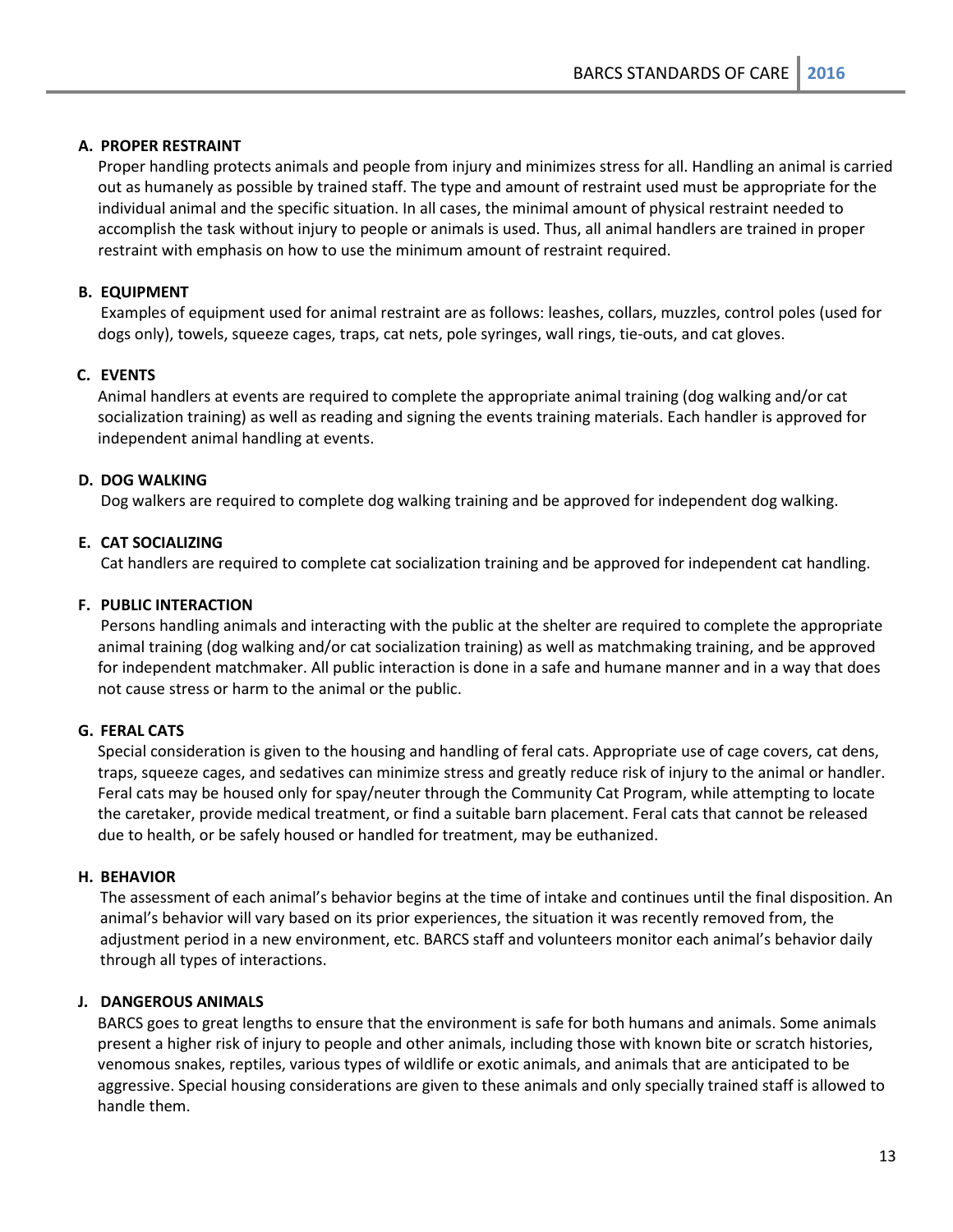### A. PROPER RESTRAINT

Proper handling protects animals and people from injury and minimizes stress for all. Handling an animal is carried out as humanely as possible by trained staff. The type and amount of restraint used must be appropriate for the individual animal and the specific situation. In all cases, the minimal amount of physical restraint needed to accomplish the task without injury to people or animals is used. Thus, all animal handlers are trained in proper restraint with emphasis on how to use the minimum amount of restraint required.

### B. EQUIPMENT

Examples of equipment used for animal restraint are as follows: leashes, collars, muzzles, control poles (used for dogs only), towels, squeeze cages, traps, cat nets, pole syringes, wall rings, tie-outs, and cat gloves.

### C. EVENTS

Animal handlers at events are required to complete the appropriate animal training (dog walking and/or cat socialization training) as well as reading and signing the events training materials. Each handler is approved for independent animal handling at events.

### D. DOG WALKING

Dog walkers are required to complete dog walking training and be approved for independent dog walking.

### E. CAT SOCIALIZING

Cat handlers are required to complete cat socialization training and be approved for independent cat handling.

### F. PUBLIC INTERACTION

Persons handling animals and interacting with the public at the shelter are required to complete the appropriate animal training (dog walking and/or cat socialization training) as well as matchmaking training, and be approved for independent matchmaker. All public interaction is done in a safe and humane manner and in a way that does not cause stress or harm to the animal or the public.

### G. FERAL CATS

Special consideration is given to the housing and handling of feral cats. Appropriate use of cage covers, cat dens, traps, squeeze cages, and sedatives can minimize stress and greatly reduce risk of injury to the animal or handler. Feral cats may be housed only for spay/neuter through the Community Cat Program, while attempting to locate the caretaker, provide medical treatment, or find a suitable barn placement. Feral cats that cannot be released due to health, or be safely housed or handled for treatment, may be euthanized.

### H. BEHAVIOR

The assessment of each animal's behavior begins at the time of intake and continues until the final disposition. An animal's behavior will vary based on its prior experiences, the situation it was recently removed from, the adjustment period in a new environment, etc. BARCS staff and volunteers monitor each animal's behavior daily through all types of interactions.

### J. DANGEROUS ANIMALS

BARCS goes to great lengths to ensure that the environment is safe for both humans and animals. Some animals present a higher risk of injury to people and other animals, including those with known bite or scratch histories, venomous snakes, reptiles, various types of wildlife or exotic animals, and animals that are anticipated to be aggressive. Special housing considerations are given to these animals and only specially trained staff is allowed to handle them.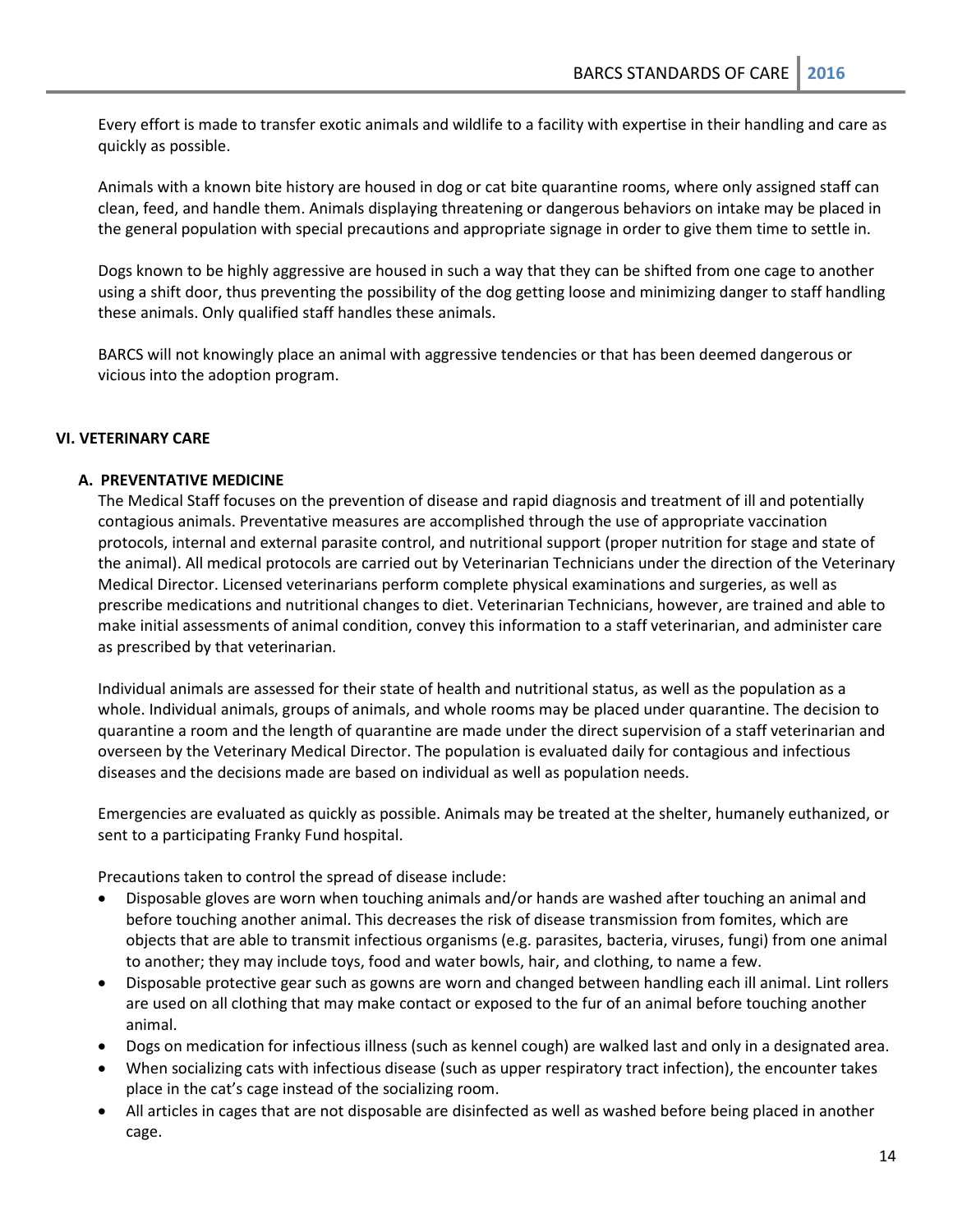Every effort is made to transfer exotic animals and wildlife to a facility with expertise in their handling and care as quickly as possible.

Animals with a known bite history are housed in dog or cat bite quarantine rooms, where only assigned staff can clean, feed, and handle them. Animals displaying threatening or dangerous behaviors on intake may be placed in the general population with special precautions and appropriate signage in order to give them time to settle in.

Dogs known to be highly aggressive are housed in such a way that they can be shifted from one cage to another using a shift door, thus preventing the possibility of the dog getting loose and minimizing danger to staff handling these animals. Only qualified staff handles these animals.

BARCS will not knowingly place an animal with aggressive tendencies or that has been deemed dangerous or vicious into the adoption program.

## VI. VETERINARY CARE

### A. PREVENTATIVE MEDICINE

The Medical Staff focuses on the prevention of disease and rapid diagnosis and treatment of ill and potentially contagious animals. Preventative measures are accomplished through the use of appropriate vaccination protocols, internal and external parasite control, and nutritional support (proper nutrition for stage and state of the animal). All medical protocols are carried out by Veterinarian Technicians under the direction of the Veterinary Medical Director. Licensed veterinarians perform complete physical examinations and surgeries, as well as prescribe medications and nutritional changes to diet. Veterinarian Technicians, however, are trained and able to make initial assessments of animal condition, convey this information to a staff veterinarian, and administer care as prescribed by that veterinarian.

Individual animals are assessed for their state of health and nutritional status, as well as the population as a whole. Individual animals, groups of animals, and whole rooms may be placed under quarantine. The decision to quarantine a room and the length of quarantine are made under the direct supervision of a staff veterinarian and overseen by the Veterinary Medical Director. The population is evaluated daily for contagious and infectious diseases and the decisions made are based on individual as well as population needs.

Emergencies are evaluated as quickly as possible. Animals may be treated at the shelter, humanely euthanized, or sent to a participating Franky Fund hospital.

Precautions taken to control the spread of disease include:

- Disposable gloves are worn when touching animals and/or hands are washed after touching an animal and before touching another animal. This decreases the risk of disease transmission from fomites, which are objects that are able to transmit infectious organisms (e.g. parasites, bacteria, viruses, fungi) from one animal to another; they may include toys, food and water bowls, hair, and clothing, to name a few.
- Disposable protective gear such as gowns are worn and changed between handling each ill animal. Lint rollers are used on all clothing that may make contact or exposed to the fur of an animal before touching another animal.
- Dogs on medication for infectious illness (such as kennel cough) are walked last and only in a designated area.
- When socializing cats with infectious disease (such as upper respiratory tract infection), the encounter takes place in the cat's cage instead of the socializing room.
- All articles in cages that are not disposable are disinfected as well as washed before being placed in another cage.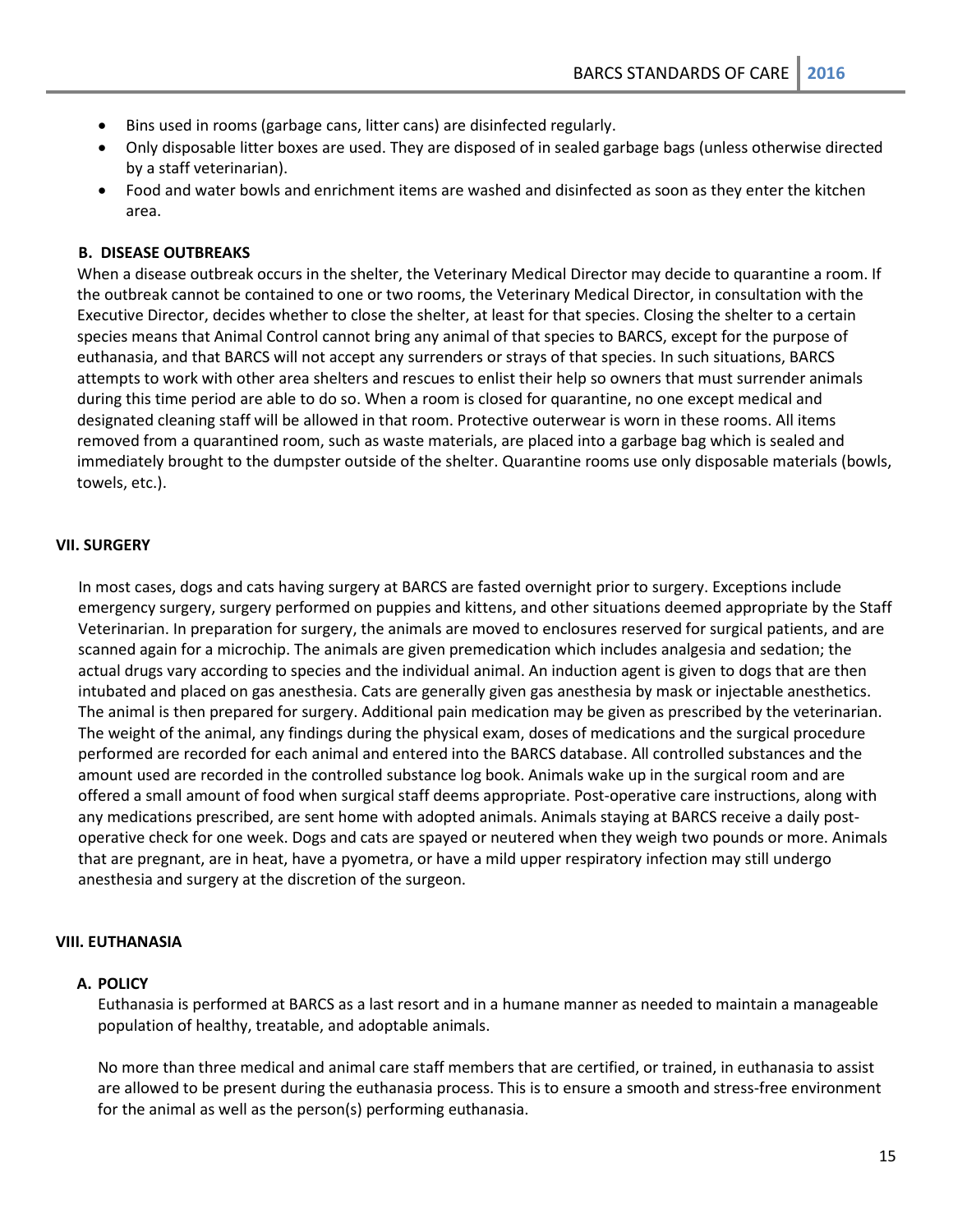- Bins used in rooms (garbage cans, litter cans) are disinfected regularly.
- Only disposable litter boxes are used. They are disposed of in sealed garbage bags (unless otherwise directed by a staff veterinarian).
- Food and water bowls and enrichment items are washed and disinfected as soon as they enter the kitchen area.

### B. DISEASE OUTBREAKS

When a disease outbreak occurs in the shelter, the Veterinary Medical Director may decide to quarantine a room. If the outbreak cannot be contained to one or two rooms, the Veterinary Medical Director, in consultation with the Executive Director, decides whether to close the shelter, at least for that species. Closing the shelter to a certain species means that Animal Control cannot bring any animal of that species to BARCS, except for the purpose of euthanasia, and that BARCS will not accept any surrenders or strays of that species. In such situations, BARCS attempts to work with other area shelters and rescues to enlist their help so owners that must surrender animals during this time period are able to do so. When a room is closed for quarantine, no one except medical and designated cleaning staff will be allowed in that room. Protective outerwear is worn in these rooms. All items removed from a quarantined room, such as waste materials, are placed into a garbage bag which is sealed and immediately brought to the dumpster outside of the shelter. Quarantine rooms use only disposable materials (bowls, towels, etc.).

## VII. SURGERY

In most cases, dogs and cats having surgery at BARCS are fasted overnight prior to surgery. Exceptions include emergency surgery, surgery performed on puppies and kittens, and other situations deemed appropriate by the Staff Veterinarian. In preparation for surgery, the animals are moved to enclosures reserved for surgical patients, and are scanned again for a microchip. The animals are given premedication which includes analgesia and sedation; the actual drugs vary according to species and the individual animal. An induction agent is given to dogs that are then intubated and placed on gas anesthesia. Cats are generally given gas anesthesia by mask or injectable anesthetics. The animal is then prepared for surgery. Additional pain medication may be given as prescribed by the veterinarian. The weight of the animal, any findings during the physical exam, doses of medications and the surgical procedure performed are recorded for each animal and entered into the BARCS database. All controlled substances and the amount used are recorded in the controlled substance log book. Animals wake up in the surgical room and are offered a small amount of food when surgical staff deems appropriate. Post-operative care instructions, along with any medications prescribed, are sent home with adopted animals. Animals staying at BARCS receive a daily post-operative check for one week. Dogs and cats are spayed or neutered when they weigh two pounds or more. Animals that are pregnant, are in heat, have a pyometra, or have a mild upper respiratory infection may still undergo anesthesia and surgery at the discretion of the surgeon.

## VIII. EUTHANASIA

### A. POLICY

Euthanasia is performed at BARCS as a last resort and in a humane manner as needed to maintain a manageable population of healthy, treatable, and adoptable animals.

No more than three medical and animal care staff members that are certified, or trained, in euthanasia to assist are allowed to be present during the euthanasia process. This is to ensure a smooth and stress-free environment for the animal as well as the person(s) performing euthanasia.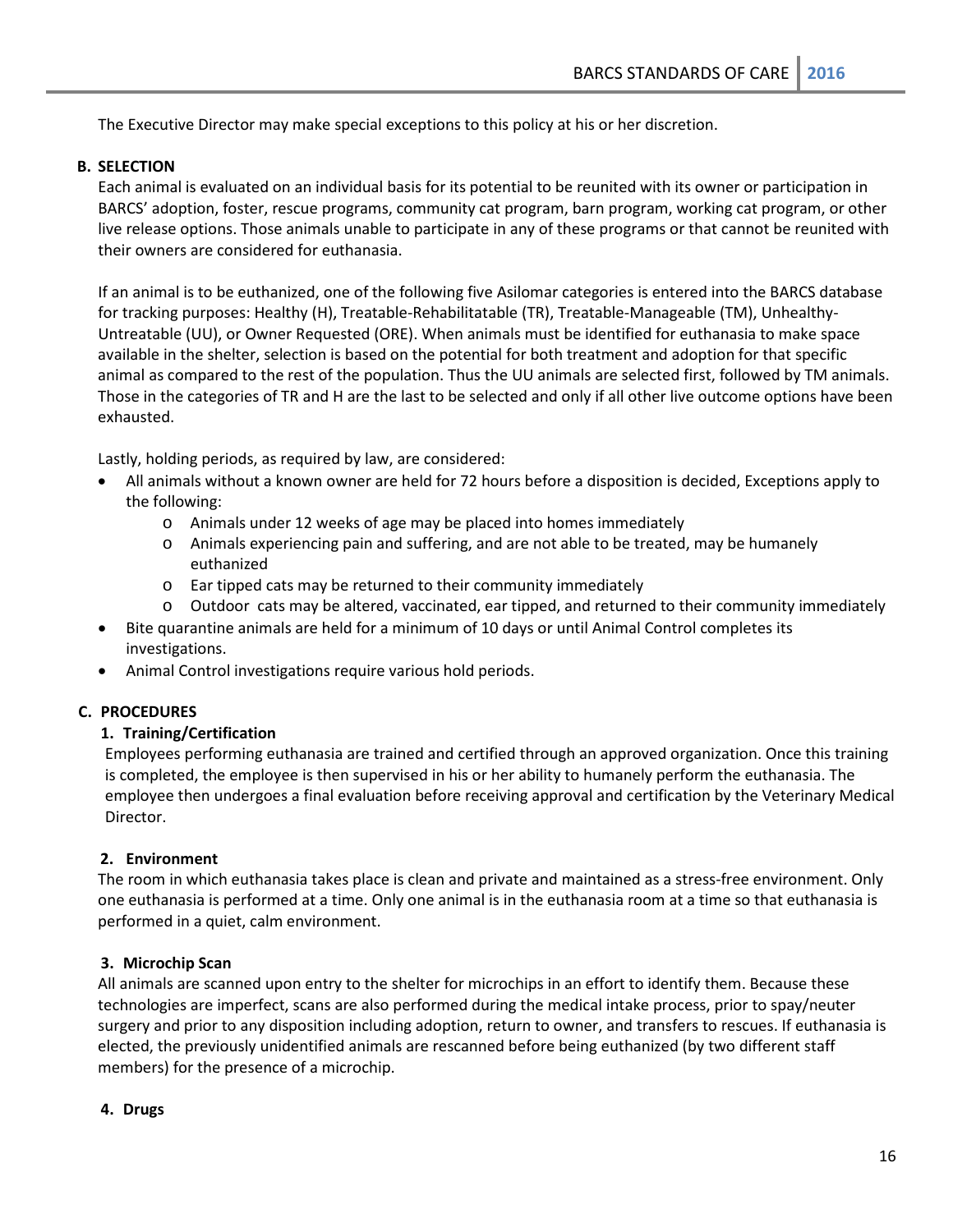The Executive Director may make special exceptions to this policy at his or her discretion.

### B. SELECTION

Each animal is evaluated on an individual basis for its potential to be reunited with its owner or participation in BARCS' adoption, foster, rescue programs, community cat program, barn program, working cat program, or other live release options. Those animals unable to participate in any of these programs or that cannot be reunited with their owners are considered for euthanasia.

If an animal is to be euthanized, one of the following five Asilomar categories is entered into the BARCS database for tracking purposes: Healthy (H), Treatable-Rehabilitatable (TR), Treatable-Manageable (TM), Unhealthy-Untreatable (UU), or Owner Requested (ORE). When animals must be identified for euthanasia to make space available in the shelter, selection is based on the potential for both treatment and adoption for that specific animal as compared to the rest of the population. Thus the UU animals are selected first, followed by TM animals. Those in the categories of TR and H are the last to be selected and only if all other live outcome options have been exhausted.

Lastly, holding periods, as required by law, are considered:

- All animals without a known owner are held for 72 hours before a disposition is decided, Exceptions apply to the following:
  - Animals under 12 weeks of age may be placed into homes immediately
  - Animals experiencing pain and suffering, and are not able to be treated, may be humanely euthanized
  - Ear tipped cats may be returned to their community immediately
  - Outdoor cats may be altered, vaccinated, ear tipped, and returned to their community immediately
- Bite quarantine animals are held for a minimum of 10 days or until Animal Control completes its investigations.
- Animal Control investigations require various hold periods.

### C. PROCEDURES

#### 1. Training/Certification

Employees performing euthanasia are trained and certified through an approved organization. Once this training is completed, the employee is then supervised in his or her ability to humanely perform the euthanasia. The employee then undergoes a final evaluation before receiving approval and certification by the Veterinary Medical Director.

#### 2. Environment

The room in which euthanasia takes place is clean and private and maintained as a stress-free environment. Only one euthanasia is performed at a time. Only one animal is in the euthanasia room at a time so that euthanasia is performed in a quiet, calm environment.

#### 3. Microchip Scan

All animals are scanned upon entry to the shelter for microchips in an effort to identify them. Because these technologies are imperfect, scans are also performed during the medical intake process, prior to spay/neuter surgery and prior to any disposition including adoption, return to owner, and transfers to rescues. If euthanasia is elected, the previously unidentified animals are rescanned before being euthanized (by two different staff members) for the presence of a microchip.

#### 4. Drugs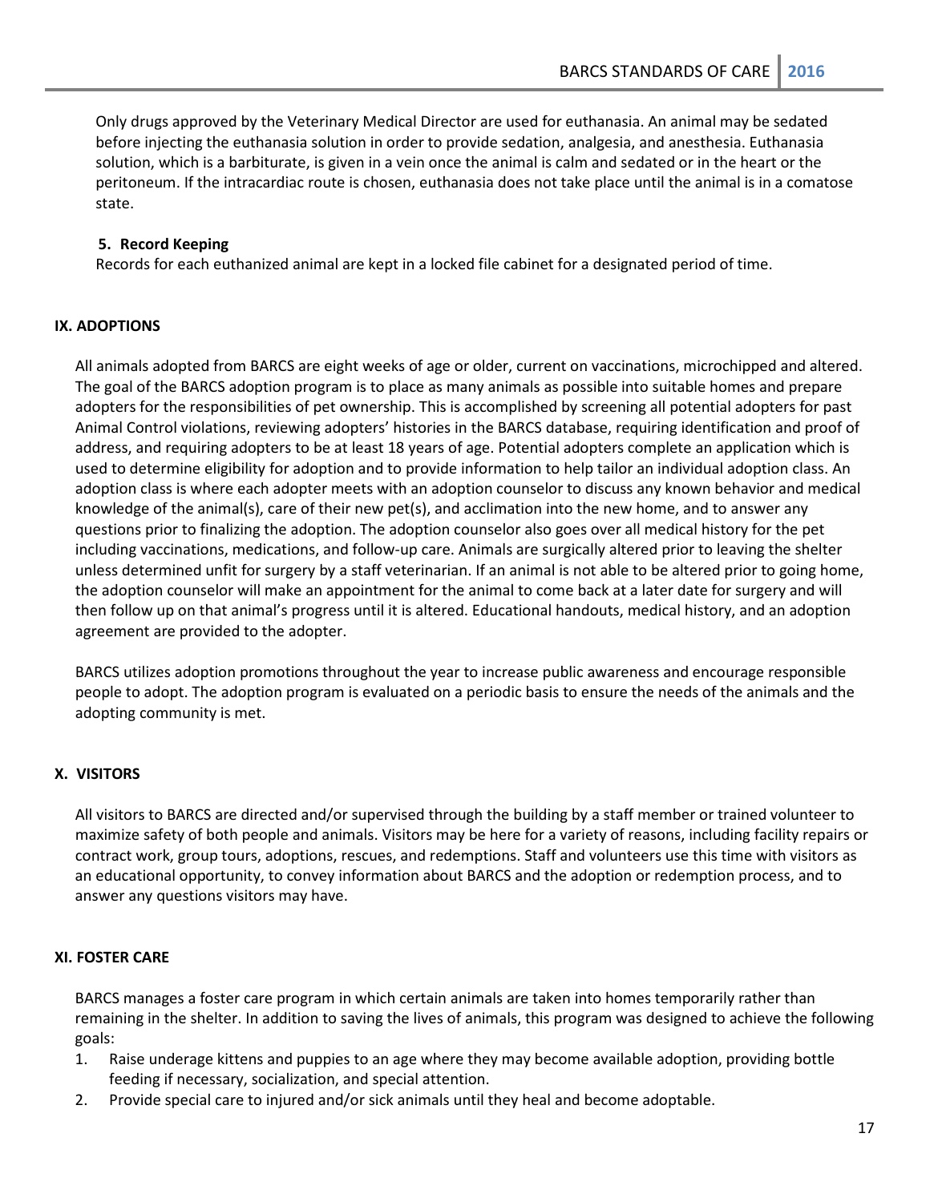Only drugs approved by the Veterinary Medical Director are used for euthanasia. An animal may be sedated before injecting the euthanasia solution in order to provide sedation, analgesia, and anesthesia. Euthanasia solution, which is a barbiturate, is given in a vein once the animal is calm and sedated or in the heart or the peritoneum. If the intracardiac route is chosen, euthanasia does not take place until the animal is in a comatose state.

**5. Record Keeping**

Records for each euthanized animal are kept in a locked file cabinet for a designated period of time.

## IX. ADOPTIONS

All animals adopted from BARCS are eight weeks of age or older, current on vaccinations, microchipped and altered. The goal of the BARCS adoption program is to place as many animals as possible into suitable homes and prepare adopters for the responsibilities of pet ownership. This is accomplished by screening all potential adopters for past Animal Control violations, reviewing adopters' histories in the BARCS database, requiring identification and proof of address, and requiring adopters to be at least 18 years of age. Potential adopters complete an application which is used to determine eligibility for adoption and to provide information to help tailor an individual adoption class. An adoption class is where each adopter meets with an adoption counselor to discuss any known behavior and medical knowledge of the animal(s), care of their new pet(s), and acclimation into the new home, and to answer any questions prior to finalizing the adoption. The adoption counselor also goes over all medical history for the pet including vaccinations, medications, and follow-up care. Animals are surgically altered prior to leaving the shelter unless determined unfit for surgery by a staff veterinarian. If an animal is not able to be altered prior to going home, the adoption counselor will make an appointment for the animal to come back at a later date for surgery and will then follow up on that animal's progress until it is altered. Educational handouts, medical history, and an adoption agreement are provided to the adopter.

BARCS utilizes adoption promotions throughout the year to increase public awareness and encourage responsible people to adopt. The adoption program is evaluated on a periodic basis to ensure the needs of the animals and the adopting community is met.

## X. VISITORS

All visitors to BARCS are directed and/or supervised through the building by a staff member or trained volunteer to maximize safety of both people and animals. Visitors may be here for a variety of reasons, including facility repairs or contract work, group tours, adoptions, rescues, and redemptions. Staff and volunteers use this time with visitors as an educational opportunity, to convey information about BARCS and the adoption or redemption process, and to answer any questions visitors may have.

## XI. FOSTER CARE

BARCS manages a foster care program in which certain animals are taken into homes temporarily rather than remaining in the shelter. In addition to saving the lives of animals, this program was designed to achieve the following goals:

1. Raise underage kittens and puppies to an age where they may become available adoption, providing bottle feeding if necessary, socialization, and special attention.
2. Provide special care to injured and/or sick animals until they heal and become adoptable.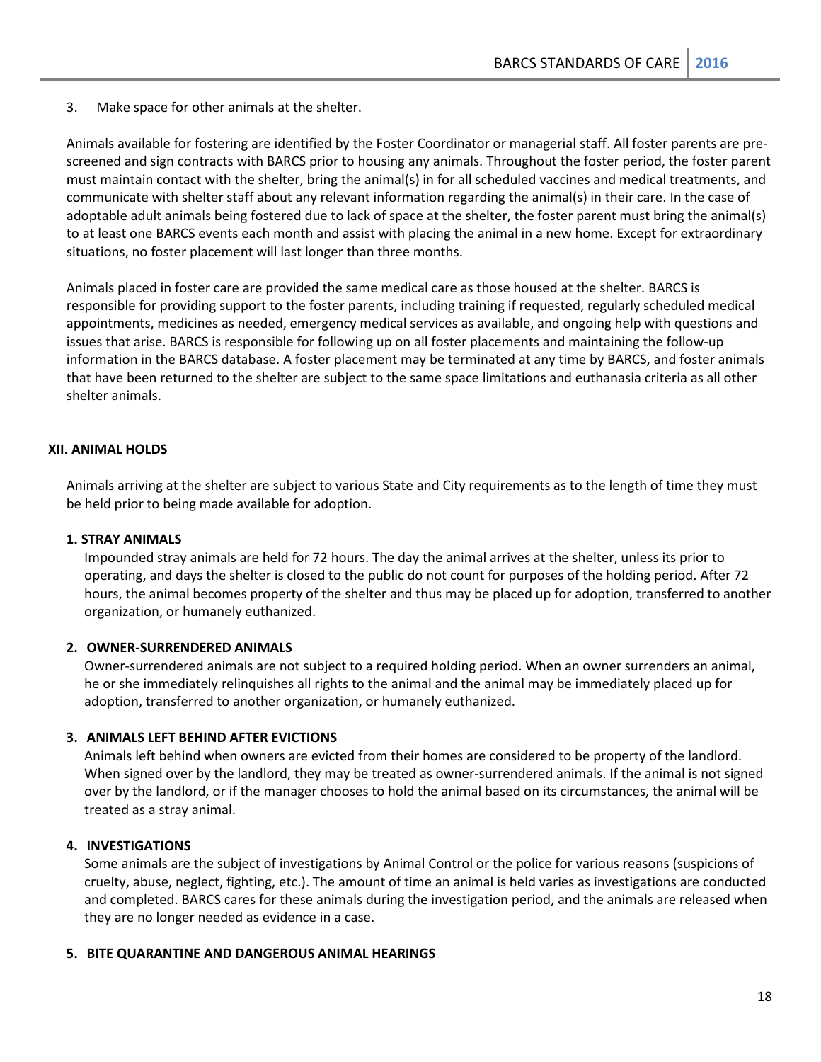3. Make space for other animals at the shelter.

Animals available for fostering are identified by the Foster Coordinator or managerial staff. All foster parents are pre-screened and sign contracts with BARCS prior to housing any animals. Throughout the foster period, the foster parent must maintain contact with the shelter, bring the animal(s) in for all scheduled vaccines and medical treatments, and communicate with shelter staff about any relevant information regarding the animal(s) in their care. In the case of adoptable adult animals being fostered due to lack of space at the shelter, the foster parent must bring the animal(s) to at least one BARCS events each month and assist with placing the animal in a new home. Except for extraordinary situations, no foster placement will last longer than three months.

Animals placed in foster care are provided the same medical care as those housed at the shelter. BARCS is responsible for providing support to the foster parents, including training if requested, regularly scheduled medical appointments, medicines as needed, emergency medical services as available, and ongoing help with questions and issues that arise. BARCS is responsible for following up on all foster placements and maintaining the follow-up information in the BARCS database. A foster placement may be terminated at any time by BARCS, and foster animals that have been returned to the shelter are subject to the same space limitations and euthanasia criteria as all other shelter animals.

## XII. ANIMAL HOLDS

Animals arriving at the shelter are subject to various State and City requirements as to the length of time they must be held prior to being made available for adoption.

### 1. STRAY ANIMALS

Impounded stray animals are held for 72 hours. The day the animal arrives at the shelter, unless its prior to operating, and days the shelter is closed to the public do not count for purposes of the holding period. After 72 hours, the animal becomes property of the shelter and thus may be placed up for adoption, transferred to another organization, or humanely euthanized.

### 2. OWNER-SURRENDERED ANIMALS

Owner-surrendered animals are not subject to a required holding period. When an owner surrenders an animal, he or she immediately relinquishes all rights to the animal and the animal may be immediately placed up for adoption, transferred to another organization, or humanely euthanized.

### 3. ANIMALS LEFT BEHIND AFTER EVICTIONS

Animals left behind when owners are evicted from their homes are considered to be property of the landlord. When signed over by the landlord, they may be treated as owner-surrendered animals. If the animal is not signed over by the landlord, or if the manager chooses to hold the animal based on its circumstances, the animal will be treated as a stray animal.

### 4. INVESTIGATIONS

Some animals are the subject of investigations by Animal Control or the police for various reasons (suspicions of cruelty, abuse, neglect, fighting, etc.). The amount of time an animal is held varies as investigations are conducted and completed. BARCS cares for these animals during the investigation period, and the animals are released when they are no longer needed as evidence in a case.

### 5. BITE QUARANTINE AND DANGEROUS ANIMAL HEARINGS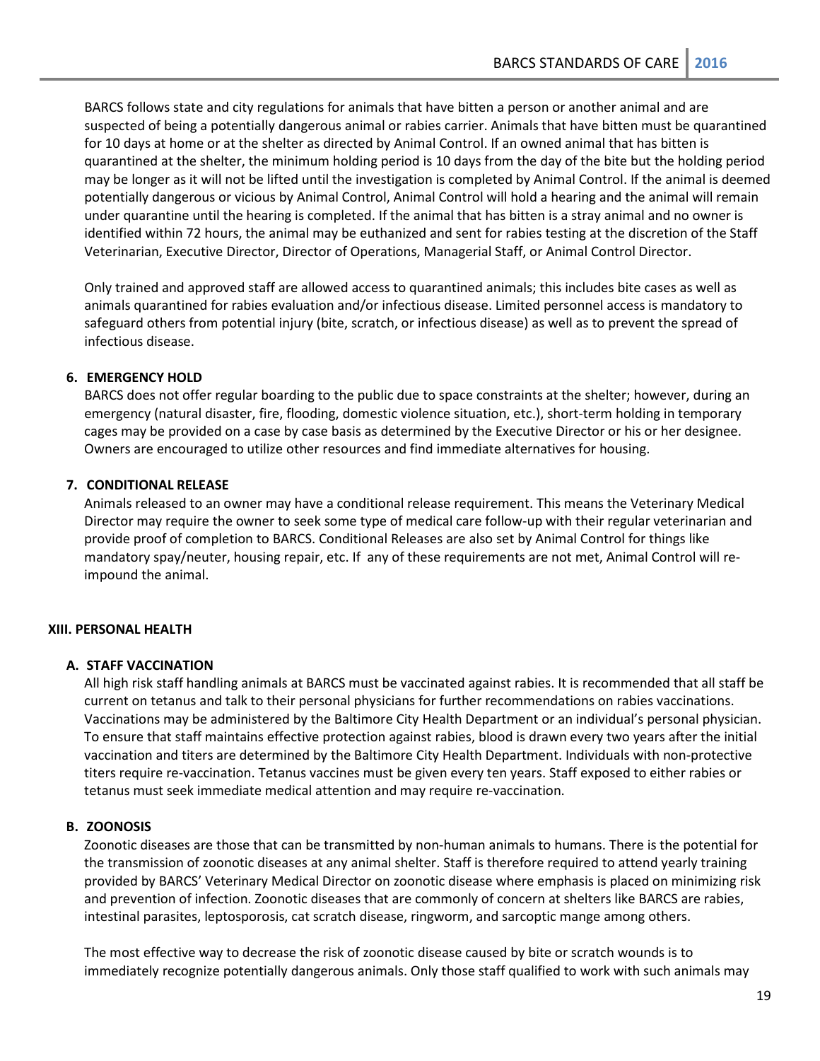BARCS follows state and city regulations for animals that have bitten a person or another animal and are suspected of being a potentially dangerous animal or rabies carrier. Animals that have bitten must be quarantined for 10 days at home or at the shelter as directed by Animal Control. If an owned animal that has bitten is quarantined at the shelter, the minimum holding period is 10 days from the day of the bite but the holding period may be longer as it will not be lifted until the investigation is completed by Animal Control. If the animal is deemed potentially dangerous or vicious by Animal Control, Animal Control will hold a hearing and the animal will remain under quarantine until the hearing is completed. If the animal that has bitten is a stray animal and no owner is identified within 72 hours, the animal may be euthanized and sent for rabies testing at the discretion of the Staff Veterinarian, Executive Director, Director of Operations, Managerial Staff, or Animal Control Director.

Only trained and approved staff are allowed access to quarantined animals; this includes bite cases as well as animals quarantined for rabies evaluation and/or infectious disease. Limited personnel access is mandatory to safeguard others from potential injury (bite, scratch, or infectious disease) as well as to prevent the spread of infectious disease.

### 6. EMERGENCY HOLD

BARCS does not offer regular boarding to the public due to space constraints at the shelter; however, during an emergency (natural disaster, fire, flooding, domestic violence situation, etc.), short-term holding in temporary cages may be provided on a case by case basis as determined by the Executive Director or his or her designee. Owners are encouraged to utilize other resources and find immediate alternatives for housing.

### 7. CONDITIONAL RELEASE

Animals released to an owner may have a conditional release requirement. This means the Veterinary Medical Director may require the owner to seek some type of medical care follow-up with their regular veterinarian and provide proof of completion to BARCS. Conditional Releases are also set by Animal Control for things like mandatory spay/neuter, housing repair, etc. If any of these requirements are not met, Animal Control will re-impound the animal.

## XIII. PERSONAL HEALTH

### A. STAFF VACCINATION

All high risk staff handling animals at BARCS must be vaccinated against rabies. It is recommended that all staff be current on tetanus and talk to their personal physicians for further recommendations on rabies vaccinations. Vaccinations may be administered by the Baltimore City Health Department or an individual's personal physician. To ensure that staff maintains effective protection against rabies, blood is drawn every two years after the initial vaccination and titers are determined by the Baltimore City Health Department. Individuals with non-protective titers require re-vaccination. Tetanus vaccines must be given every ten years. Staff exposed to either rabies or tetanus must seek immediate medical attention and may require re-vaccination.

### B. ZOONOSIS

Zoonotic diseases are those that can be transmitted by non-human animals to humans. There is the potential for the transmission of zoonotic diseases at any animal shelter. Staff is therefore required to attend yearly training provided by BARCS' Veterinary Medical Director on zoonotic disease where emphasis is placed on minimizing risk and prevention of infection. Zoonotic diseases that are commonly of concern at shelters like BARCS are rabies, intestinal parasites, leptosporosis, cat scratch disease, ringworm, and sarcoptic mange among others.

The most effective way to decrease the risk of zoonotic disease caused by bite or scratch wounds is to immediately recognize potentially dangerous animals. Only those staff qualified to work with such animals may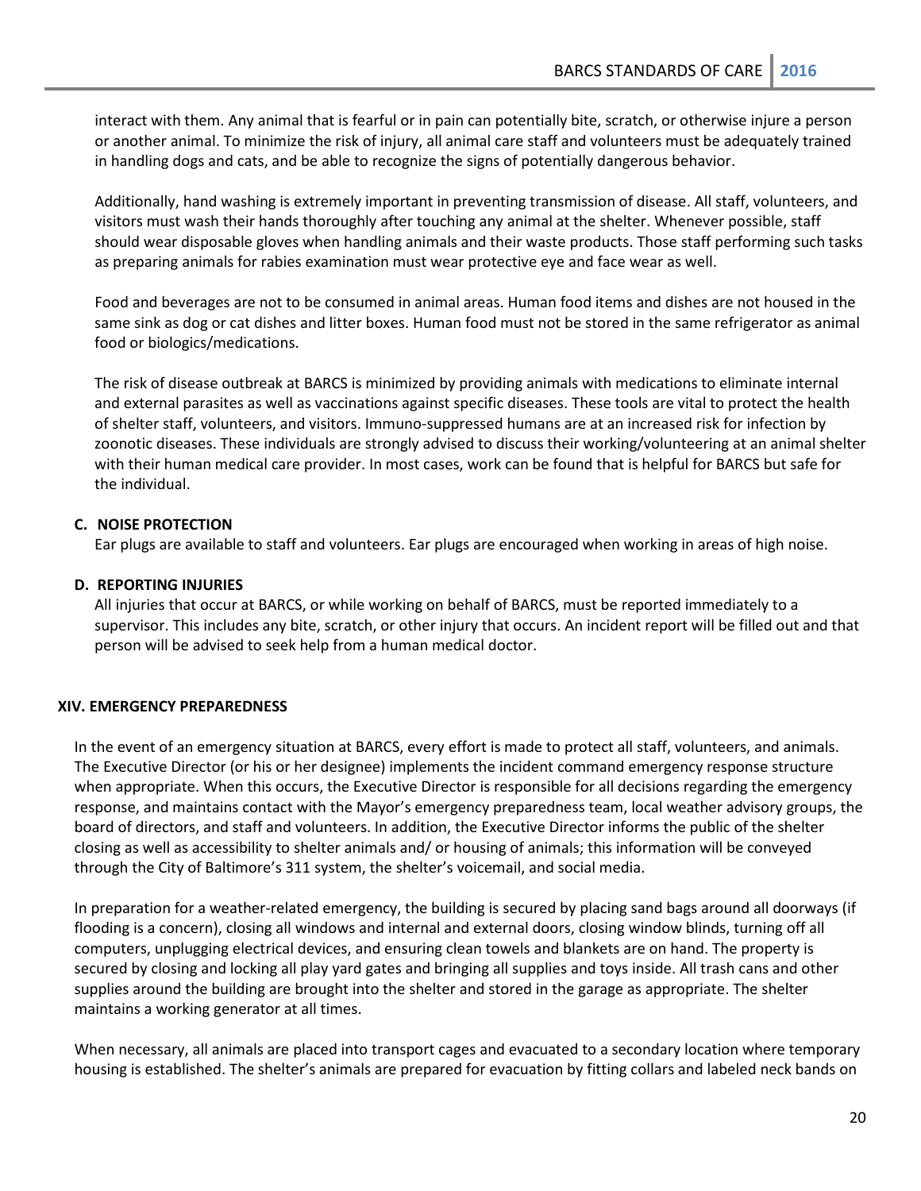interact with them. Any animal that is fearful or in pain can potentially bite, scratch, or otherwise injure a person or another animal. To minimize the risk of injury, all animal care staff and volunteers must be adequately trained in handling dogs and cats, and be able to recognize the signs of potentially dangerous behavior.

Additionally, hand washing is extremely important in preventing transmission of disease. All staff, volunteers, and visitors must wash their hands thoroughly after touching any animal at the shelter. Whenever possible, staff should wear disposable gloves when handling animals and their waste products. Those staff performing such tasks as preparing animals for rabies examination must wear protective eye and face wear as well.

Food and beverages are not to be consumed in animal areas. Human food items and dishes are not housed in the same sink as dog or cat dishes and litter boxes. Human food must not be stored in the same refrigerator as animal food or biologics/medications.

The risk of disease outbreak at BARCS is minimized by providing animals with medications to eliminate internal and external parasites as well as vaccinations against specific diseases. These tools are vital to protect the health of shelter staff, volunteers, and visitors. Immuno-suppressed humans are at an increased risk for infection by zoonotic diseases. These individuals are strongly advised to discuss their working/volunteering at an animal shelter with their human medical care provider. In most cases, work can be found that is helpful for BARCS but safe for the individual.

### C. NOISE PROTECTION

Ear plugs are available to staff and volunteers. Ear plugs are encouraged when working in areas of high noise.

### D. REPORTING INJURIES

All injuries that occur at BARCS, or while working on behalf of BARCS, must be reported immediately to a supervisor. This includes any bite, scratch, or other injury that occurs. An incident report will be filled out and that person will be advised to seek help from a human medical doctor.

## XIV. EMERGENCY PREPAREDNESS

In the event of an emergency situation at BARCS, every effort is made to protect all staff, volunteers, and animals. The Executive Director (or his or her designee) implements the incident command emergency response structure when appropriate. When this occurs, the Executive Director is responsible for all decisions regarding the emergency response, and maintains contact with the Mayor's emergency preparedness team, local weather advisory groups, the board of directors, and staff and volunteers. In addition, the Executive Director informs the public of the shelter closing as well as accessibility to shelter animals and/ or housing of animals; this information will be conveyed through the City of Baltimore's 311 system, the shelter's voicemail, and social media.

In preparation for a weather-related emergency, the building is secured by placing sand bags around all doorways (if flooding is a concern), closing all windows and internal and external doors, closing window blinds, turning off all computers, unplugging electrical devices, and ensuring clean towels and blankets are on hand. The property is secured by closing and locking all play yard gates and bringing all supplies and toys inside. All trash cans and other supplies around the building are brought into the shelter and stored in the garage as appropriate. The shelter maintains a working generator at all times.

When necessary, all animals are placed into transport cages and evacuated to a secondary location where temporary housing is established. The shelter's animals are prepared for evacuation by fitting collars and labeled neck bands on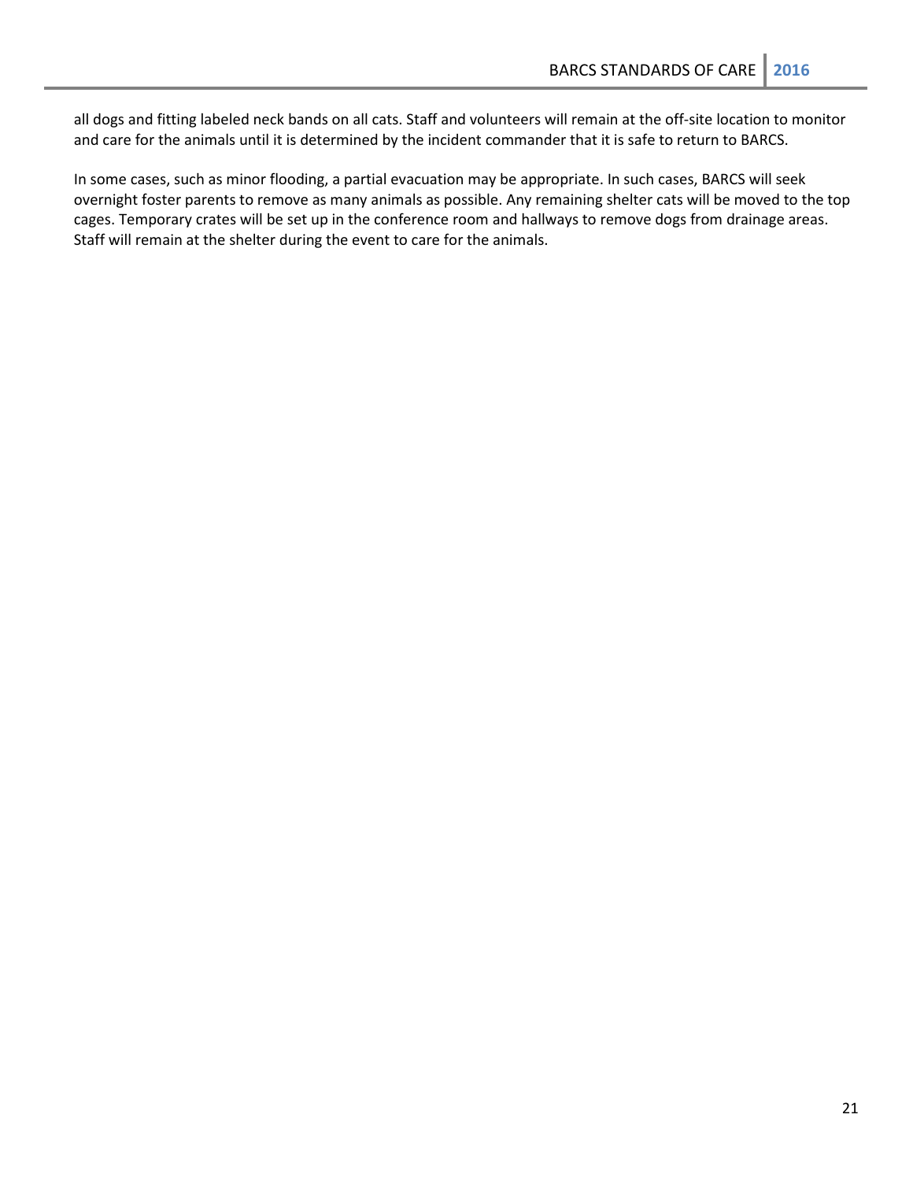all dogs and fitting labeled neck bands on all cats. Staff and volunteers will remain at the off-site location to monitor and care for the animals until it is determined by the incident commander that it is safe to return to BARCS.

In some cases, such as minor flooding, a partial evacuation may be appropriate. In such cases, BARCS will seek overnight foster parents to remove as many animals as possible. Any remaining shelter cats will be moved to the top cages. Temporary crates will be set up in the conference room and hallways to remove dogs from drainage areas. Staff will remain at the shelter during the event to care for the animals.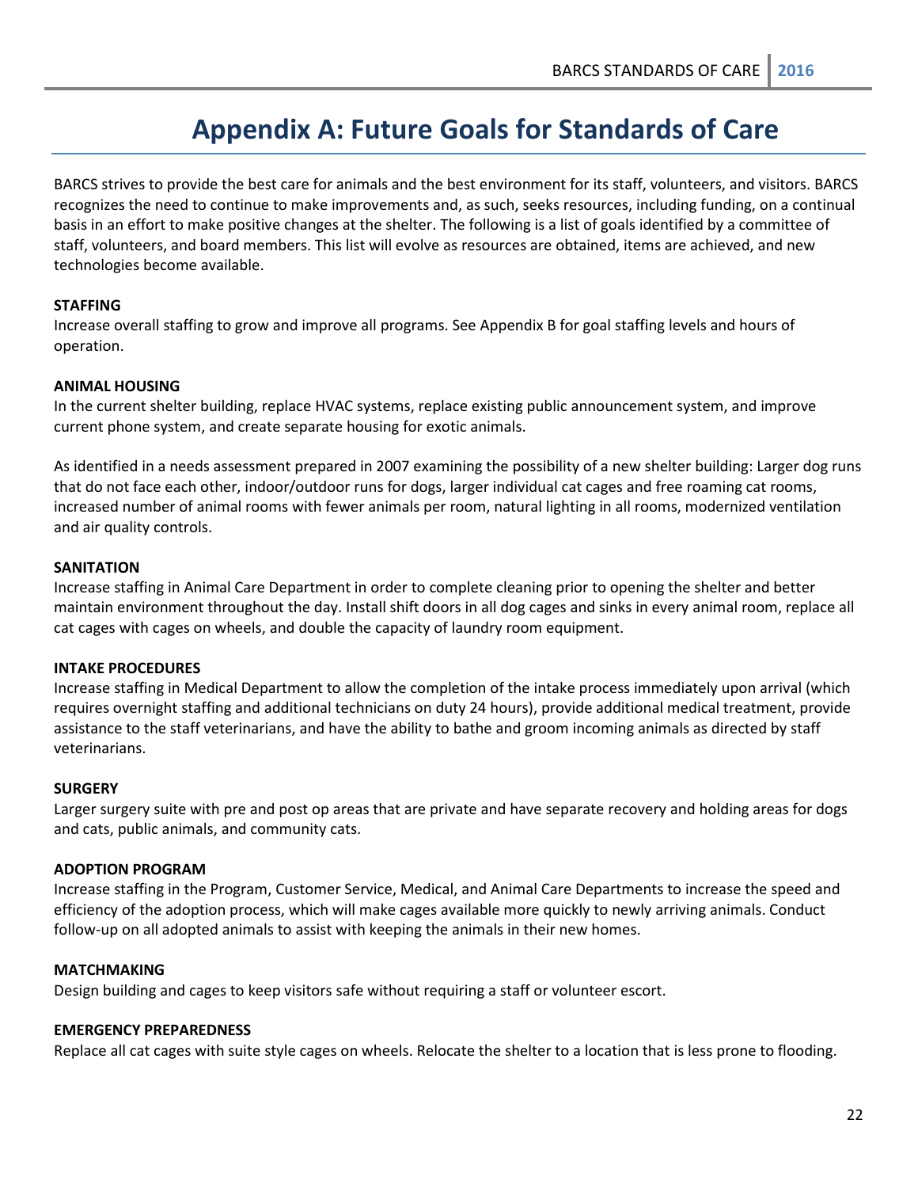# Appendix A: Future Goals for Standards of Care

BARCS strives to provide the best care for animals and the best environment for its staff, volunteers, and visitors. BARCS recognizes the need to continue to make improvements and, as such, seeks resources, including funding, on a continual basis in an effort to make positive changes at the shelter. The following is a list of goals identified by a committee of staff, volunteers, and board members. This list will evolve as resources are obtained, items are achieved, and new technologies become available.

**STAFFING**

Increase overall staffing to grow and improve all programs. See Appendix B for goal staffing levels and hours of operation.

**ANIMAL HOUSING**

In the current shelter building, replace HVAC systems, replace existing public announcement system, and improve current phone system, and create separate housing for exotic animals.

As identified in a needs assessment prepared in 2007 examining the possibility of a new shelter building: Larger dog runs that do not face each other, indoor/outdoor runs for dogs, larger individual cat cages and free roaming cat rooms, increased number of animal rooms with fewer animals per room, natural lighting in all rooms, modernized ventilation and air quality controls.

**SANITATION**

Increase staffing in Animal Care Department in order to complete cleaning prior to opening the shelter and better maintain environment throughout the day. Install shift doors in all dog cages and sinks in every animal room, replace all cat cages with cages on wheels, and double the capacity of laundry room equipment.

**INTAKE PROCEDURES**

Increase staffing in Medical Department to allow the completion of the intake process immediately upon arrival (which requires overnight staffing and additional technicians on duty 24 hours), provide additional medical treatment, provide assistance to the staff veterinarians, and have the ability to bathe and groom incoming animals as directed by staff veterinarians.

**SURGERY**

Larger surgery suite with pre and post op areas that are private and have separate recovery and holding areas for dogs and cats, public animals, and community cats.

**ADOPTION PROGRAM**

Increase staffing in the Program, Customer Service, Medical, and Animal Care Departments to increase the speed and efficiency of the adoption process, which will make cages available more quickly to newly arriving animals. Conduct follow-up on all adopted animals to assist with keeping the animals in their new homes.

**MATCHMAKING**

Design building and cages to keep visitors safe without requiring a staff or volunteer escort.

**EMERGENCY PREPAREDNESS**

Replace all cat cages with suite style cages on wheels. Relocate the shelter to a location that is less prone to flooding.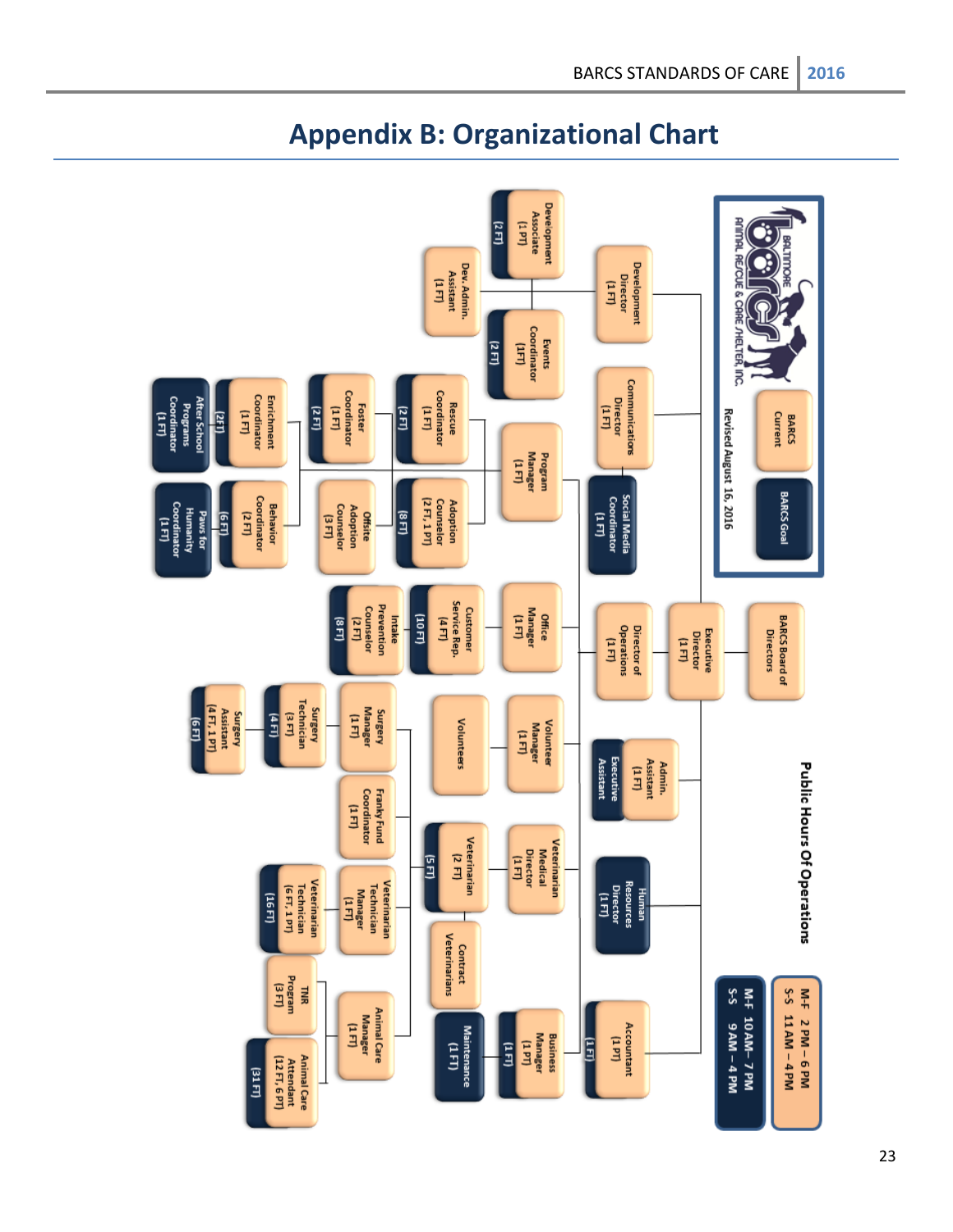# Appendix B: Organizational Chart

BALTIMORE barcs ANIMAL RESCUE & CARE SHELTER, INC.

BARCS Current

BARCS Goal

Revised August 16, 2016

Public Hours Of Operations

M-F 2 PM – 6 PM
S-S 11 AM – 4 PM

M-F 10 AM– 7 PM
S-S 9 AM – 4 PM

BARCS Board of Directors

Executive Director (1 FT)

Development Director (1 FT)

Development Associate (1 PT) (2 FT)

Events Coordinator (1FT) (2 FT)

Dev. Admin. Assistant (1 FT)

Communications Director (1 FT)

Social Media Coordinator (1 FT)

Program Manager (1 FT)

Rescue Coordinator (1 FT) (2 FT)

Adoption Counselor (2 FT, 1 PT) (8 FT)

Foster Coordinator (1 FT) (2 FT)

Offsite Adoption Counselor (3 FT)

Enrichment Coordinator (1 FT) (2FT)

Behavior Coordinator (2 FT) (6 FT)

After School Programs Coordinator (1 FT)

Paws for Humanity Coordinator (1 FT)

Director of Operations (1 FT)

Office Manager (1 FT)

Customer Service Rep. (4 FT) (10 FT)

Intake Prevention Counselor (2 FT) (8 FT)

Admin. Assistant (1 FT)

Executive Assistant

Volunteer Manager (1 FT)

Volunteers

Surgery Manager (1 FT)

Surgery Technician (3 FT) (4 FT)

Surgery Assistant (4 FT, 1 PT) (6 FT)

Franky Fund Coordinator (1 FT)

Human Resources Director (1 FT)

Veterinarian Medical Director (1 FT)

Veterinarian (2 FT) (5 FT)

Contract Veterinarians

Veterinarian Technician Manager (1 FT)

Veterinarian Technician (6 FT, 1 PT) (16 FT)

Accountant (1 PT) (1 FT)

Business Manager (1 PT) (1 FT)

Maintenance (1 FT)

Animal Care Manager (1 FT)

TNR Program (3 FT)

Animal Care Attendant (12 FT, 6 PT) (31 FT)